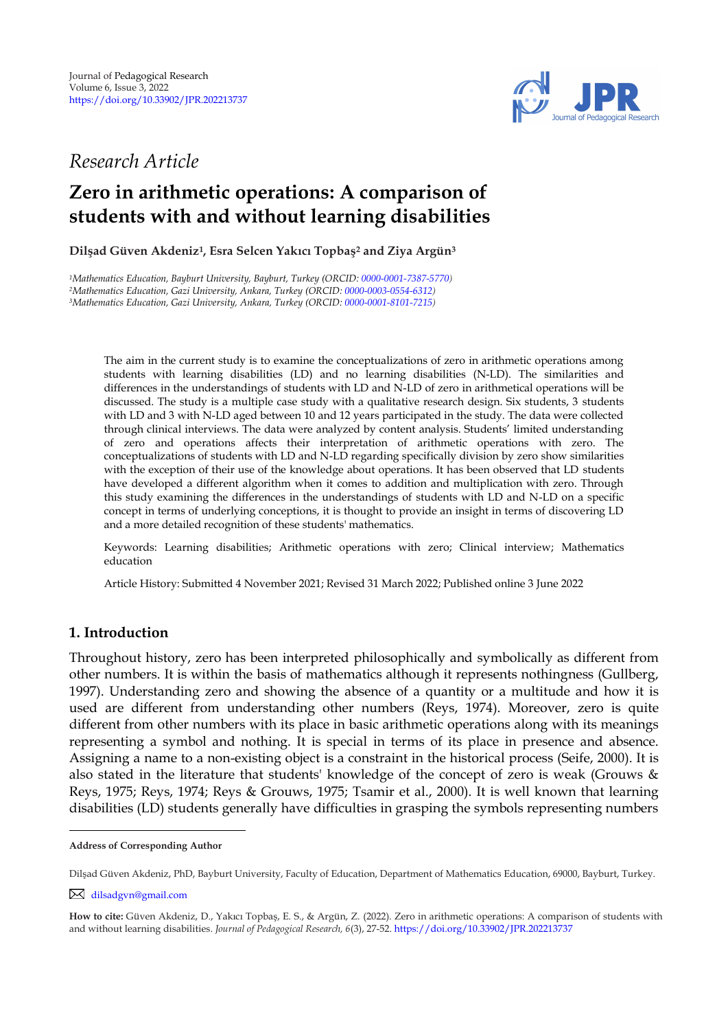*Research Article*

# Zero in arithmetic operations: A comparison of students with and without learning disabilities

**Dilşad Güven Akdeniz[1], Esra Selcen Yakıcı Topbaş[2] and Ziya Argün[3]**

[1]*Mathematics Education, Bayburt University, Bayburt, Turkey (ORCID: 0000-0001-7387-5770)*
[2]*Mathematics Education, Gazi University, Ankara, Turkey (ORCID: 0000-0003-0554-6312)*
[3]*Mathematics Education, Gazi University, Ankara, Turkey (ORCID: 0000-0001-8101-7215)*

The aim in the current study is to examine the conceptualizations of zero in arithmetic operations among students with learning disabilities (LD) and no learning disabilities (N-LD). The similarities and differences in the understandings of students with LD and N-LD of zero in arithmetical operations will be discussed. The study is a multiple case study with a qualitative research design. Six students, 3 students with LD and 3 with N-LD aged between 10 and 12 years participated in the study. The data were collected through clinical interviews. The data were analyzed by content analysis. Students' limited understanding of zero and operations affects their interpretation of arithmetic operations with zero. The conceptualizations of students with LD and N-LD regarding specifically division by zero show similarities with the exception of their use of the knowledge about operations. It has been observed that LD students have developed a different algorithm when it comes to addition and multiplication with zero. Through this study examining the differences in the understandings of students with LD and N-LD on a specific concept in terms of underlying conceptions, it is thought to provide an insight in terms of discovering LD and a more detailed recognition of these students' mathematics.

Keywords: Learning disabilities; Arithmetic operations with zero; Clinical interview; Mathematics education

Article History: Submitted 4 November 2021; Revised 31 March 2022; Published online 3 June 2022

## 1. Introduction

Throughout history, zero has been interpreted philosophically and symbolically as different from other numbers. It is within the basis of mathematics although it represents nothingness (Gullberg, 1997). Understanding zero and showing the absence of a quantity or a multitude and how it is used are different from understanding other numbers (Reys, 1974). Moreover, zero is quite different from other numbers with its place in basic arithmetic operations along with its meanings representing a symbol and nothing. It is special in terms of its place in presence and absence. Assigning a name to a non-existing object is a constraint in the historical process (Seife, 2000). It is also stated in the literature that students' knowledge of the concept of zero is weak (Grouws & Reys, 1975; Reys, 1974; Reys & Grouws, 1975; Tsamir et al., 2000). It is well known that learning disabilities (LD) students generally have difficulties in grasping the symbols representing numbers

---

**Address of Corresponding Author**

Dilşad Güven Akdeniz, PhD, Bayburt University, Faculty of Education, Department of Mathematics Education, 69000, Bayburt, Turkey.

dilsadgvn@gmail.com

**How to cite:** Güven Akdeniz, D., Yakıcı Topbaş, E. S., & Argün, Z. (2022). Zero in arithmetic operations: A comparison of students with and without learning disabilities. *Journal of Pedagogical Research, 6*(3), 27-52. https://doi.org/10.33902/JPR.202213737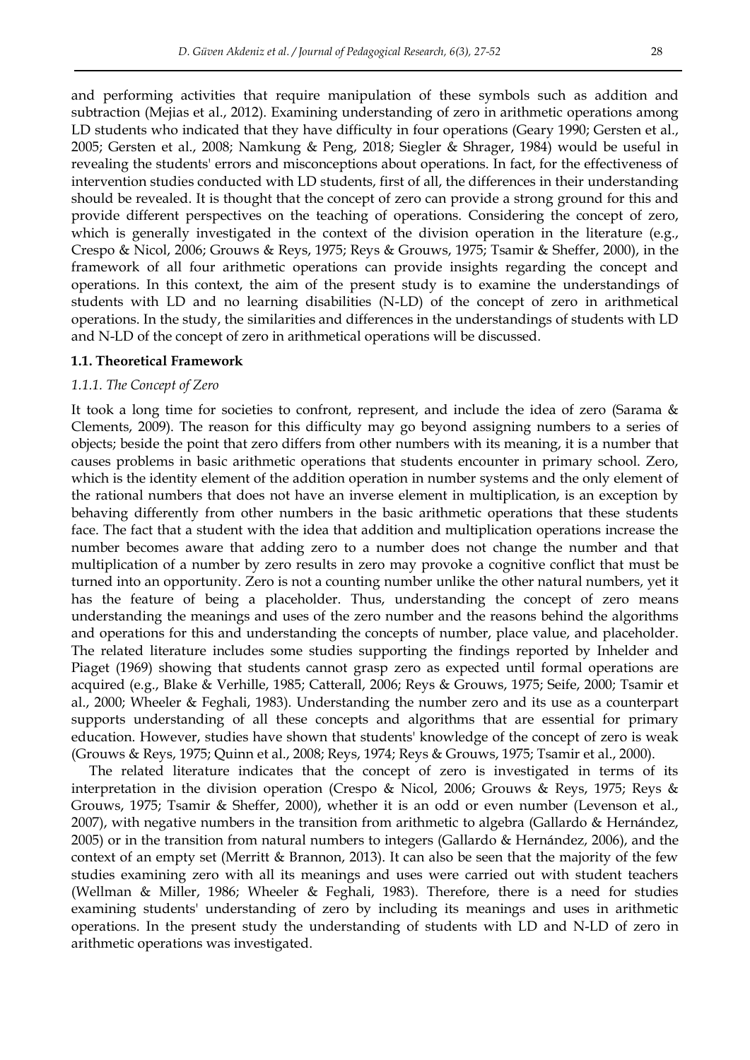and performing activities that require manipulation of these symbols such as addition and subtraction (Mejias et al., 2012). Examining understanding of zero in arithmetic operations among LD students who indicated that they have difficulty in four operations (Geary 1990; Gersten et al., 2005; Gersten et al., 2008; Namkung & Peng, 2018; Siegler & Shrager, 1984) would be useful in revealing the students' errors and misconceptions about operations. In fact, for the effectiveness of intervention studies conducted with LD students, first of all, the differences in their understanding should be revealed. It is thought that the concept of zero can provide a strong ground for this and provide different perspectives on the teaching of operations. Considering the concept of zero, which is generally investigated in the context of the division operation in the literature (e.g., Crespo & Nicol, 2006; Grouws & Reys, 1975; Reys & Grouws, 1975; Tsamir & Sheffer, 2000), in the framework of all four arithmetic operations can provide insights regarding the concept and operations. In this context, the aim of the present study is to examine the understandings of students with LD and no learning disabilities (N-LD) of the concept of zero in arithmetical operations. In the study, the similarities and differences in the understandings of students with LD and N-LD of the concept of zero in arithmetical operations will be discussed.

### 1.1. Theoretical Framework

#### *1.1.1. The Concept of Zero*

It took a long time for societies to confront, represent, and include the idea of zero (Sarama & Clements, 2009). The reason for this difficulty may go beyond assigning numbers to a series of objects; beside the point that zero differs from other numbers with its meaning, it is a number that causes problems in basic arithmetic operations that students encounter in primary school. Zero, which is the identity element of the addition operation in number systems and the only element of the rational numbers that does not have an inverse element in multiplication, is an exception by behaving differently from other numbers in the basic arithmetic operations that these students face. The fact that a student with the idea that addition and multiplication operations increase the number becomes aware that adding zero to a number does not change the number and that multiplication of a number by zero results in zero may provoke a cognitive conflict that must be turned into an opportunity. Zero is not a counting number unlike the other natural numbers, yet it has the feature of being a placeholder. Thus, understanding the concept of zero means understanding the meanings and uses of the zero number and the reasons behind the algorithms and operations for this and understanding the concepts of number, place value, and placeholder. The related literature includes some studies supporting the findings reported by Inhelder and Piaget (1969) showing that students cannot grasp zero as expected until formal operations are acquired (e.g., Blake & Verhille, 1985; Catterall, 2006; Reys & Grouws, 1975; Seife, 2000; Tsamir et al., 2000; Wheeler & Feghali, 1983). Understanding the number zero and its use as a counterpart supports understanding of all these concepts and algorithms that are essential for primary education. However, studies have shown that students' knowledge of the concept of zero is weak (Grouws & Reys, 1975; Quinn et al., 2008; Reys, 1974; Reys & Grouws, 1975; Tsamir et al., 2000).

The related literature indicates that the concept of zero is investigated in terms of its interpretation in the division operation (Crespo & Nicol, 2006; Grouws & Reys, 1975; Reys & Grouws, 1975; Tsamir & Sheffer, 2000), whether it is an odd or even number (Levenson et al., 2007), with negative numbers in the transition from arithmetic to algebra (Gallardo & Hernández, 2005) or in the transition from natural numbers to integers (Gallardo & Hernández, 2006), and the context of an empty set (Merritt & Brannon, 2013). It can also be seen that the majority of the few studies examining zero with all its meanings and uses were carried out with student teachers (Wellman & Miller, 1986; Wheeler & Feghali, 1983). Therefore, there is a need for studies examining students' understanding of zero by including its meanings and uses in arithmetic operations. In the present study the understanding of students with LD and N-LD of zero in arithmetic operations was investigated.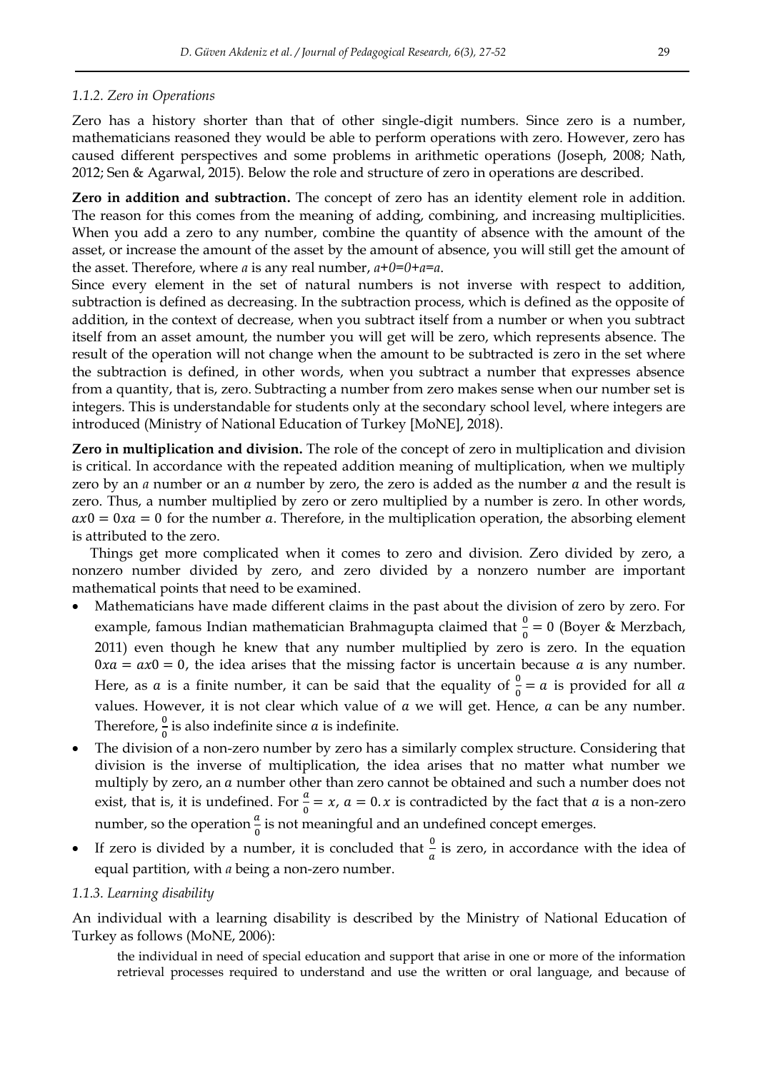#### *1.1.2. Zero in Operations*

Zero has a history shorter than that of other single-digit numbers. Since zero is a number, mathematicians reasoned they would be able to perform operations with zero. However, zero has caused different perspectives and some problems in arithmetic operations (Joseph, 2008; Nath, 2012; Sen & Agarwal, 2015). Below the role and structure of zero in operations are described.

**Zero in addition and subtraction.** The concept of zero has an identity element role in addition. The reason for this comes from the meaning of adding, combining, and increasing multiplicities. When you add a zero to any number, combine the quantity of absence with the amount of the asset, or increase the amount of the asset by the amount of absence, you will still get the amount of the asset. Therefore, where $a$ is any real number, $a+0=0+a=a$.

Since every element in the set of natural numbers is not inverse with respect to addition, subtraction is defined as decreasing. In the subtraction process, which is defined as the opposite of addition, in the context of decrease, when you subtract itself from a number or when you subtract itself from an asset amount, the number you will get will be zero, which represents absence. The result of the operation will not change when the amount to be subtracted is zero in the set where the subtraction is defined, in other words, when you subtract a number that expresses absence from a quantity, that is, zero. Subtracting a number from zero makes sense when our number set is integers. This is understandable for students only at the secondary school level, where integers are introduced (Ministry of National Education of Turkey [MoNE], 2018).

**Zero in multiplication and division.** The role of the concept of zero in multiplication and division is critical. In accordance with the repeated addition meaning of multiplication, when we multiply zero by an $a$ number or an $a$ number by zero, the zero is added as the number $a$ and the result is zero. Thus, a number multiplied by zero or zero multiplied by a number is zero. In other words, $ax0 = 0xa = 0$ for the number $a$. Therefore, in the multiplication operation, the absorbing element is attributed to the zero.

Things get more complicated when it comes to zero and division. Zero divided by zero, a nonzero number divided by zero, and zero divided by a nonzero number are important mathematical points that need to be examined.

- Mathematicians have made different claims in the past about the division of zero by zero. For example, famous Indian mathematician Brahmagupta claimed that $\frac{0}{0} = 0$ (Boyer & Merzbach, 2011) even though he knew that any number multiplied by zero is zero. In the equation $0xa = ax0 = 0$, the idea arises that the missing factor is uncertain because $a$ is any number. Here, as $a$ is a finite number, it can be said that the equality of $\frac{0}{0} = a$ is provided for all $a$ values. However, it is not clear which value of $a$ we will get. Hence, $a$ can be any number. Therefore, $\frac{0}{0}$ is also indefinite since $a$ is indefinite.
- The division of a non-zero number by zero has a similarly complex structure. Considering that division is the inverse of multiplication, the idea arises that no matter what number we multiply by zero, an $a$ number other than zero cannot be obtained and such a number does not exist, that is, it is undefined. For $\frac{a}{0} = x$, $a = 0.x$ is contradicted by the fact that $a$ is a non-zero number, so the operation $\frac{a}{0}$ is not meaningful and an undefined concept emerges.
- If zero is divided by a number, it is concluded that $\frac{0}{a}$ is zero, in accordance with the idea of equal partition, with $a$ being a non-zero number.

#### *1.1.3. Learning disability*

An individual with a learning disability is described by the Ministry of National Education of Turkey as follows (MoNE, 2006):

> the individual in need of special education and support that arise in one or more of the information retrieval processes required to understand and use the written or oral language, and because of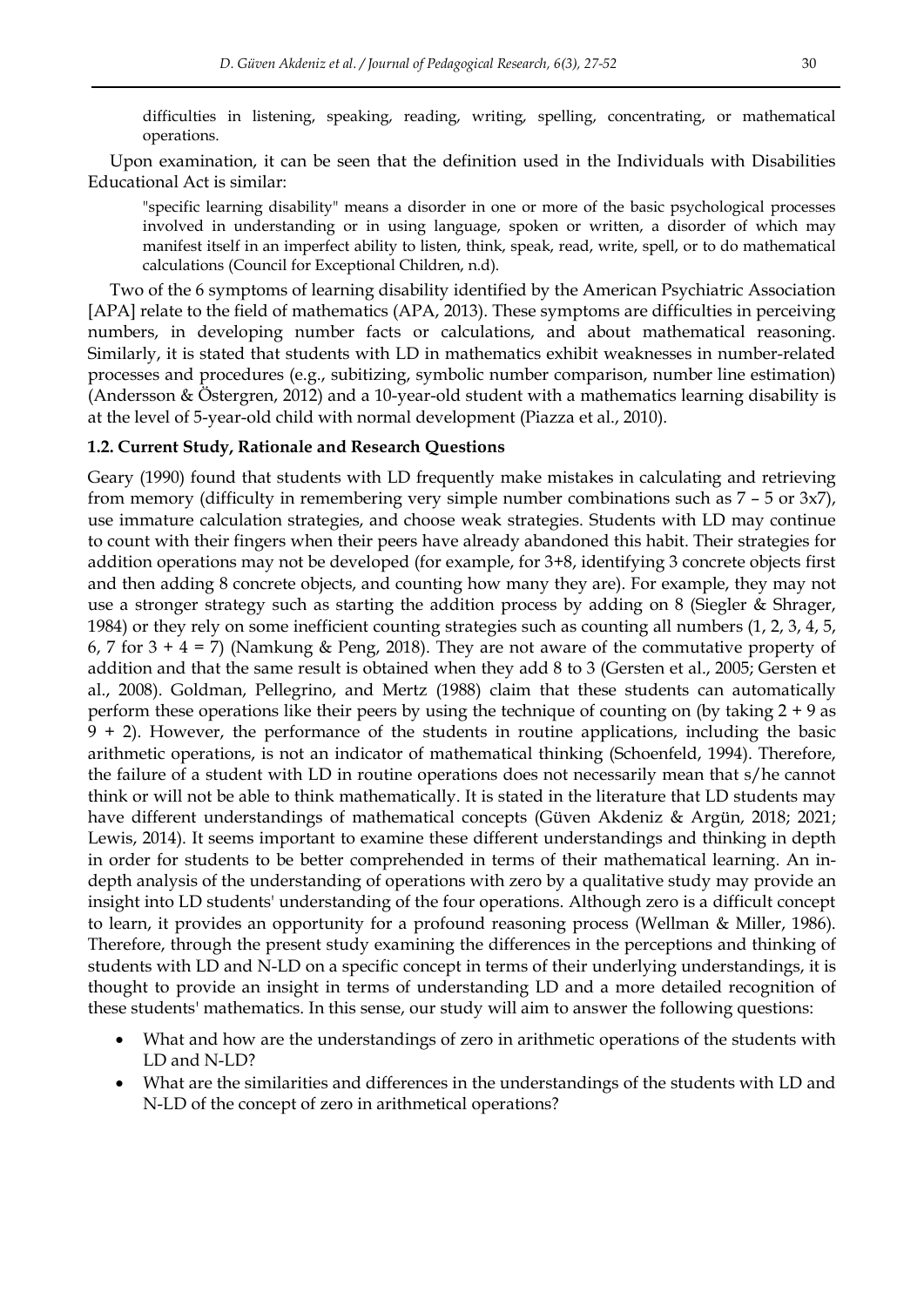> difficulties in listening, speaking, reading, writing, spelling, concentrating, or mathematical operations.

Upon examination, it can be seen that the definition used in the Individuals with Disabilities Educational Act is similar:

> "specific learning disability" means a disorder in one or more of the basic psychological processes involved in understanding or in using language, spoken or written, a disorder of which may manifest itself in an imperfect ability to listen, think, speak, read, write, spell, or to do mathematical calculations (Council for Exceptional Children, n.d).

Two of the 6 symptoms of learning disability identified by the American Psychiatric Association [APA] relate to the field of mathematics (APA, 2013). These symptoms are difficulties in perceiving numbers, in developing number facts or calculations, and about mathematical reasoning. Similarly, it is stated that students with LD in mathematics exhibit weaknesses in number-related processes and procedures (e.g., subitizing, symbolic number comparison, number line estimation) (Andersson & Östergren, 2012) and a 10-year-old student with a mathematics learning disability is at the level of 5-year-old child with normal development (Piazza et al., 2010).

### 1.2. Current Study, Rationale and Research Questions

Geary (1990) found that students with LD frequently make mistakes in calculating and retrieving from memory (difficulty in remembering very simple number combinations such as $7 - 5$ or $3x7$), use immature calculation strategies, and choose weak strategies. Students with LD may continue to count with their fingers when their peers have already abandoned this habit. Their strategies for addition operations may not be developed (for example, for $3+8$, identifying 3 concrete objects first and then adding 8 concrete objects, and counting how many they are). For example, they may not use a stronger strategy such as starting the addition process by adding on 8 (Siegler & Shrager, 1984) or they rely on some inefficient counting strategies such as counting all numbers (1, 2, 3, 4, 5, 6, 7 for $3 + 4 = 7$) (Namkung & Peng, 2018). They are not aware of the commutative property of addition and that the same result is obtained when they add 8 to 3 (Gersten et al., 2005; Gersten et al., 2008). Goldman, Pellegrino, and Mertz (1988) claim that these students can automatically perform these operations like their peers by using the technique of counting on (by taking $2 + 9$ as $9 + 2$). However, the performance of the students in routine applications, including the basic arithmetic operations, is not an indicator of mathematical thinking (Schoenfeld, 1994). Therefore, the failure of a student with LD in routine operations does not necessarily mean that s/he cannot think or will not be able to think mathematically. It is stated in the literature that LD students may have different understandings of mathematical concepts (Güven Akdeniz & Argün, 2018; 2021; Lewis, 2014). It seems important to examine these different understandings and thinking in depth in order for students to be better comprehended in terms of their mathematical learning. An in-depth analysis of the understanding of operations with zero by a qualitative study may provide an insight into LD students' understanding of the four operations. Although zero is a difficult concept to learn, it provides an opportunity for a profound reasoning process (Wellman & Miller, 1986). Therefore, through the present study examining the differences in the perceptions and thinking of students with LD and N-LD on a specific concept in terms of their underlying understandings, it is thought to provide an insight in terms of understanding LD and a more detailed recognition of these students' mathematics. In this sense, our study will aim to answer the following questions:

- What and how are the understandings of zero in arithmetic operations of the students with LD and N-LD?
- What are the similarities and differences in the understandings of the students with LD and N-LD of the concept of zero in arithmetical operations?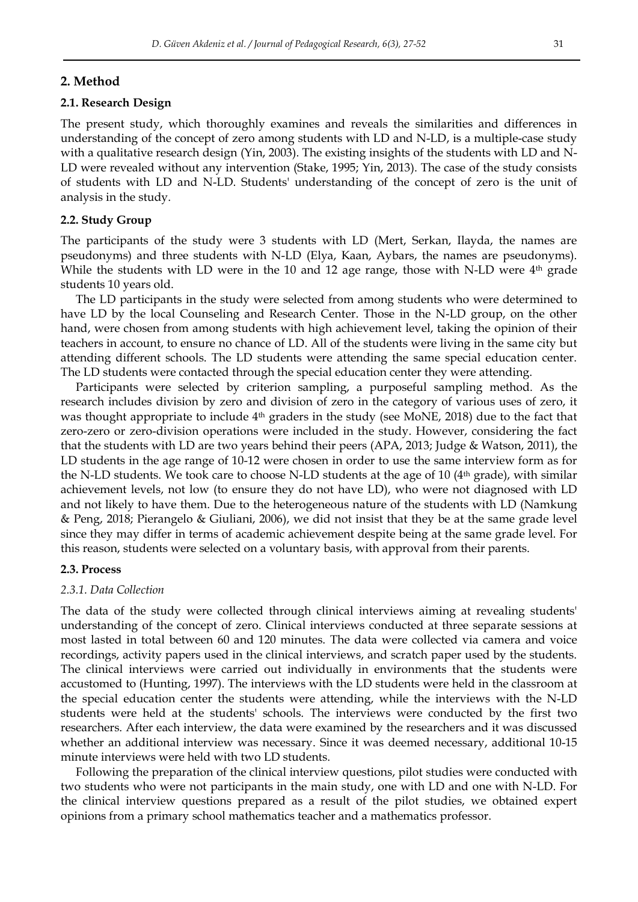## 2. Method

### 2.1. Research Design

The present study, which thoroughly examines and reveals the similarities and differences in understanding of the concept of zero among students with LD and N-LD, is a multiple-case study with a qualitative research design (Yin, 2003). The existing insights of the students with LD and N-LD were revealed without any intervention (Stake, 1995; Yin, 2013). The case of the study consists of students with LD and N-LD. Students' understanding of the concept of zero is the unit of analysis in the study.

### 2.2. Study Group

The participants of the study were 3 students with LD (Mert, Serkan, Ilayda, the names are pseudonyms) and three students with N-LD (Elya, Kaan, Aybars, the names are pseudonyms). While the students with LD were in the 10 and 12 age range, those with N-LD were 4th grade students 10 years old.

The LD participants in the study were selected from among students who were determined to have LD by the local Counseling and Research Center. Those in the N-LD group, on the other hand, were chosen from among students with high achievement level, taking the opinion of their teachers in account, to ensure no chance of LD. All of the students were living in the same city but attending different schools. The LD students were attending the same special education center. The LD students were contacted through the special education center they were attending.

Participants were selected by criterion sampling, a purposeful sampling method. As the research includes division by zero and division of zero in the category of various uses of zero, it was thought appropriate to include 4th graders in the study (see MoNE, 2018) due to the fact that zero-zero or zero-division operations were included in the study. However, considering the fact that the students with LD are two years behind their peers (APA, 2013; Judge & Watson, 2011), the LD students in the age range of 10-12 were chosen in order to use the same interview form as for the N-LD students. We took care to choose N-LD students at the age of 10 (4th grade), with similar achievement levels, not low (to ensure they do not have LD), who were not diagnosed with LD and not likely to have them. Due to the heterogeneous nature of the students with LD (Namkung & Peng, 2018; Pierangelo & Giuliani, 2006), we did not insist that they be at the same grade level since they may differ in terms of academic achievement despite being at the same grade level. For this reason, students were selected on a voluntary basis, with approval from their parents.

### 2.3. Process

#### *2.3.1. Data Collection*

The data of the study were collected through clinical interviews aiming at revealing students' understanding of the concept of zero. Clinical interviews conducted at three separate sessions at most lasted in total between 60 and 120 minutes. The data were collected via camera and voice recordings, activity papers used in the clinical interviews, and scratch paper used by the students. The clinical interviews were carried out individually in environments that the students were accustomed to (Hunting, 1997). The interviews with the LD students were held in the classroom at the special education center the students were attending, while the interviews with the N-LD students were held at the students' schools. The interviews were conducted by the first two researchers. After each interview, the data were examined by the researchers and it was discussed whether an additional interview was necessary. Since it was deemed necessary, additional 10-15 minute interviews were held with two LD students.

Following the preparation of the clinical interview questions, pilot studies were conducted with two students who were not participants in the main study, one with LD and one with N-LD. For the clinical interview questions prepared as a result of the pilot studies, we obtained expert opinions from a primary school mathematics teacher and a mathematics professor.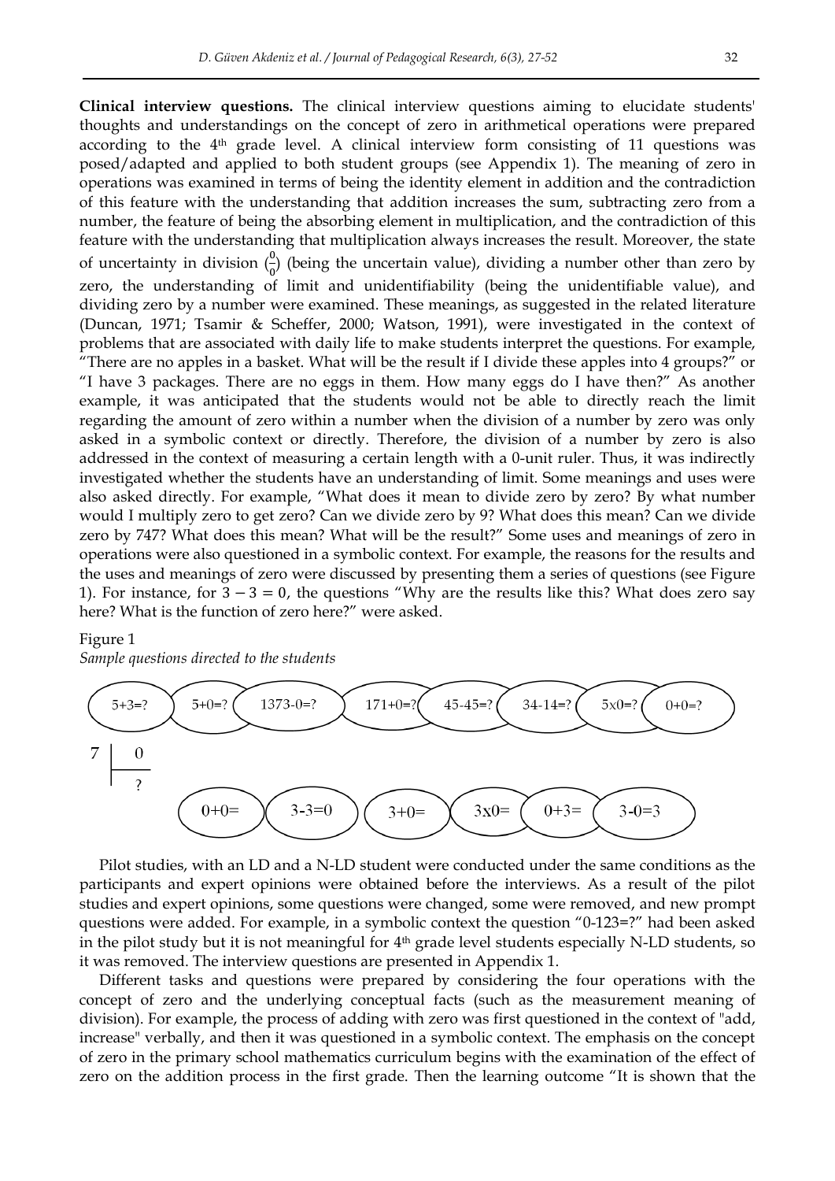**Clinical interview questions.** The clinical interview questions aiming to elucidate students' thoughts and understandings on the concept of zero in arithmetical operations were prepared according to the 4th grade level. A clinical interview form consisting of 11 questions was posed/adapted and applied to both student groups (see Appendix 1). The meaning of zero in operations was examined in terms of being the identity element in addition and the contradiction of this feature with the understanding that addition increases the sum, subtracting zero from a number, the feature of being the absorbing element in multiplication, and the contradiction of this feature with the understanding that multiplication always increases the result. Moreover, the state of uncertainty in division ($\frac{0}{0}$) (being the uncertain value), dividing a number other than zero by zero, the understanding of limit and unidentifiability (being the unidentifiable value), and dividing zero by a number were examined. These meanings, as suggested in the related literature (Duncan, 1971; Tsamir & Scheffer, 2000; Watson, 1991), were investigated in the context of problems that are associated with daily life to make students interpret the questions. For example, "There are no apples in a basket. What will be the result if I divide these apples into 4 groups?" or "I have 3 packages. There are no eggs in them. How many eggs do I have then?" As another example, it was anticipated that the students would not be able to directly reach the limit regarding the amount of zero within a number when the division of a number by zero was only asked in a symbolic context or directly. Therefore, the division of a number by zero is also addressed in the context of measuring a certain length with a 0-unit ruler. Thus, it was indirectly investigated whether the students have an understanding of limit. Some meanings and uses were also asked directly. For example, "What does it mean to divide zero by zero? By what number would I multiply zero to get zero? Can we divide zero by 9? What does this mean? Can we divide zero by 747? What does this mean? What will be the result?" Some uses and meanings of zero in operations were also questioned in a symbolic context. For example, the reasons for the results and the uses and meanings of zero were discussed by presenting them a series of questions (see Figure 1). For instance, for $3 - 3 = 0$, the questions "Why are the results like this? What does zero say here? What is the function of zero here?" were asked.

Figure 1
*Sample questions directed to the students*

5+3=? 5+0=? 1373-0=? 171+0=? 45-45=? 34-14=? 5x0=? 0+0=?

7 | 0
  | ?

0+0= 3-3=0 3+0= 3x0= 0+3= 3-0=3

Pilot studies, with an LD and a N-LD student were conducted under the same conditions as the participants and expert opinions were obtained before the interviews. As a result of the pilot studies and expert opinions, some questions were changed, some were removed, and new prompt questions were added. For example, in a symbolic context the question "0-123=?" had been asked in the pilot study but it is not meaningful for 4th grade level students especially N-LD students, so it was removed. The interview questions are presented in Appendix 1.

Different tasks and questions were prepared by considering the four operations with the concept of zero and the underlying conceptual facts (such as the measurement meaning of division). For example, the process of adding with zero was first questioned in the context of "add, increase" verbally, and then it was questioned in a symbolic context. The emphasis on the concept of zero in the primary school mathematics curriculum begins with the examination of the effect of zero on the addition process in the first grade. Then the learning outcome "It is shown that the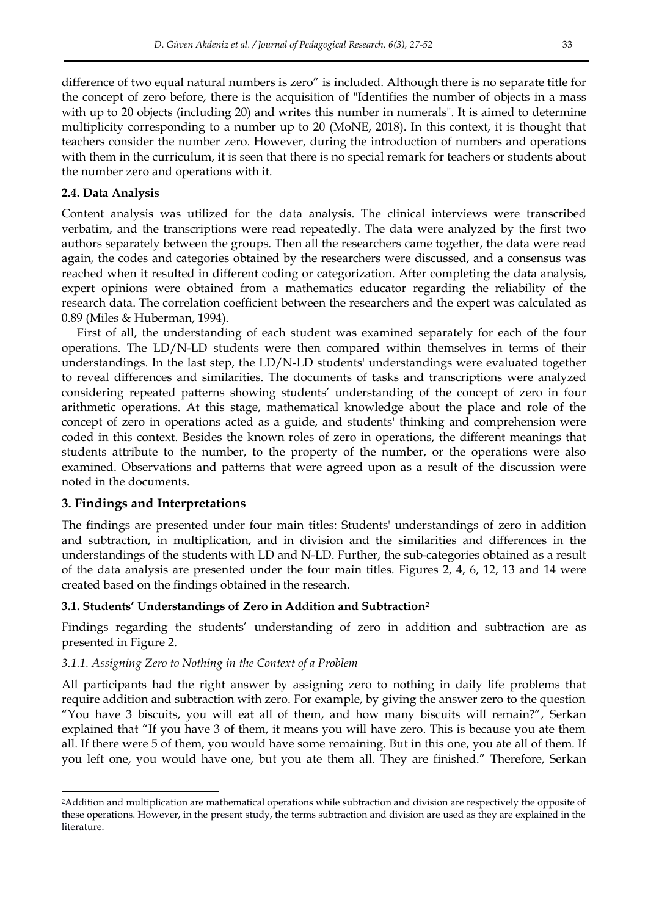difference of two equal natural numbers is zero" is included. Although there is no separate title for the concept of zero before, there is the acquisition of "Identifies the number of objects in a mass with up to 20 objects (including 20) and writes this number in numerals". It is aimed to determine multiplicity corresponding to a number up to 20 (MoNE, 2018). In this context, it is thought that teachers consider the number zero. However, during the introduction of numbers and operations with them in the curriculum, it is seen that there is no special remark for teachers or students about the number zero and operations with it.

### 2.4. Data Analysis

Content analysis was utilized for the data analysis. The clinical interviews were transcribed verbatim, and the transcriptions were read repeatedly. The data were analyzed by the first two authors separately between the groups. Then all the researchers came together, the data were read again, the codes and categories obtained by the researchers were discussed, and a consensus was reached when it resulted in different coding or categorization. After completing the data analysis, expert opinions were obtained from a mathematics educator regarding the reliability of the research data. The correlation coefficient between the researchers and the expert was calculated as 0.89 (Miles & Huberman, 1994).

First of all, the understanding of each student was examined separately for each of the four operations. The LD/N-LD students were then compared within themselves in terms of their understandings. In the last step, the LD/N-LD students' understandings were evaluated together to reveal differences and similarities. The documents of tasks and transcriptions were analyzed considering repeated patterns showing students' understanding of the concept of zero in four arithmetic operations. At this stage, mathematical knowledge about the place and role of the concept of zero in operations acted as a guide, and students' thinking and comprehension were coded in this context. Besides the known roles of zero in operations, the different meanings that students attribute to the number, to the property of the number, or the operations were also examined. Observations and patterns that were agreed upon as a result of the discussion were noted in the documents.

## 3. Findings and Interpretations

The findings are presented under four main titles: Students' understandings of zero in addition and subtraction, in multiplication, and in division and the similarities and differences in the understandings of the students with LD and N-LD. Further, the sub-categories obtained as a result of the data analysis are presented under the four main titles. Figures 2, 4, 6, 12, 13 and 14 were created based on the findings obtained in the research.

### 3.1. Students' Understandings of Zero in Addition and Subtraction[2]

Findings regarding the students' understanding of zero in addition and subtraction are as presented in Figure 2.

#### *3.1.1. Assigning Zero to Nothing in the Context of a Problem*

All participants had the right answer by assigning zero to nothing in daily life problems that require addition and subtraction with zero. For example, by giving the answer zero to the question "You have 3 biscuits, you will eat all of them, and how many biscuits will remain?", Serkan explained that "If you have 3 of them, it means you will have zero. This is because you ate them all. If there were 5 of them, you would have some remaining. But in this one, you ate all of them. If you left one, you would have one, but you ate them all. They are finished." Therefore, Serkan

---

[2] Addition and multiplication are mathematical operations while subtraction and division are respectively the opposite of these operations. However, in the present study, the terms subtraction and division are used as they are explained in the literature.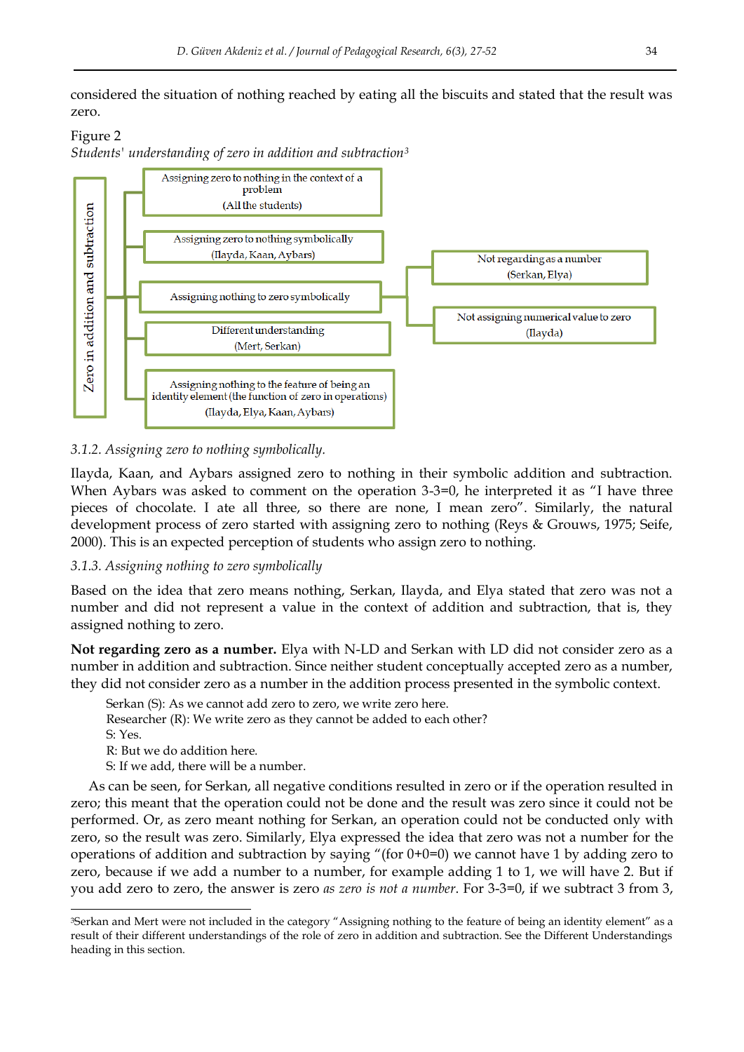considered the situation of nothing reached by eating all the biscuits and stated that the result was zero.

Figure 2
*Students' understanding of zero in addition and subtraction*[3]

Zero in addition and subtraction

- Assigning zero to nothing in the context of a problem (All the students)
- Assigning zero to nothing symbolically (Ilayda, Kaan, Aybars)
- Assigning nothing to zero symbolically
  - Not regarding as a number (Serkan, Elya)
  - Not assigning numerical value to zero (Ilayda)
- Different understanding (Mert, Serkan)
- Assigning nothing to the feature of being an identity element (the function of zero in operations) (Ilayda, Elya, Kaan, Aybars)

*3.1.2. Assigning zero to nothing symbolically.*

Ilayda, Kaan, and Aybars assigned zero to nothing in their symbolic addition and subtraction. When Aybars was asked to comment on the operation 3-3=0, he interpreted it as "I have three pieces of chocolate. I ate all three, so there are none, I mean zero". Similarly, the natural development process of zero started with assigning zero to nothing (Reys & Grouws, 1975; Seife, 2000). This is an expected perception of students who assign zero to nothing.

*3.1.3. Assigning nothing to zero symbolically*

Based on the idea that zero means nothing, Serkan, Ilayda, and Elya stated that zero was not a number and did not represent a value in the context of addition and subtraction, that is, they assigned nothing to zero.

**Not regarding zero as a number.** Elya with N-LD and Serkan with LD did not consider zero as a number in addition and subtraction. Since neither student conceptually accepted zero as a number, they did not consider zero as a number in the addition process presented in the symbolic context.

> Serkan (S): As we cannot add zero to zero, we write zero here.
> Researcher (R): We write zero as they cannot be added to each other?
> S: Yes.
> R: But we do addition here.
> S: If we add, there will be a number.

As can be seen, for Serkan, all negative conditions resulted in zero or if the operation resulted in zero; this meant that the operation could not be done and the result was zero since it could not be performed. Or, as zero meant nothing for Serkan, an operation could not be conducted only with zero, so the result was zero. Similarly, Elya expressed the idea that zero was not a number for the operations of addition and subtraction by saying "(for 0+0=0) we cannot have 1 by adding zero to zero, because if we add a number to a number, for example adding 1 to 1, we will have 2. But if you add zero to zero, the answer is zero *as zero is not a number*. For 3-3=0, if we subtract 3 from 3,

[3]Serkan and Mert were not included in the category "Assigning nothing to the feature of being an identity element" as a result of their different understandings of the role of zero in addition and subtraction. See the Different Understandings heading in this section.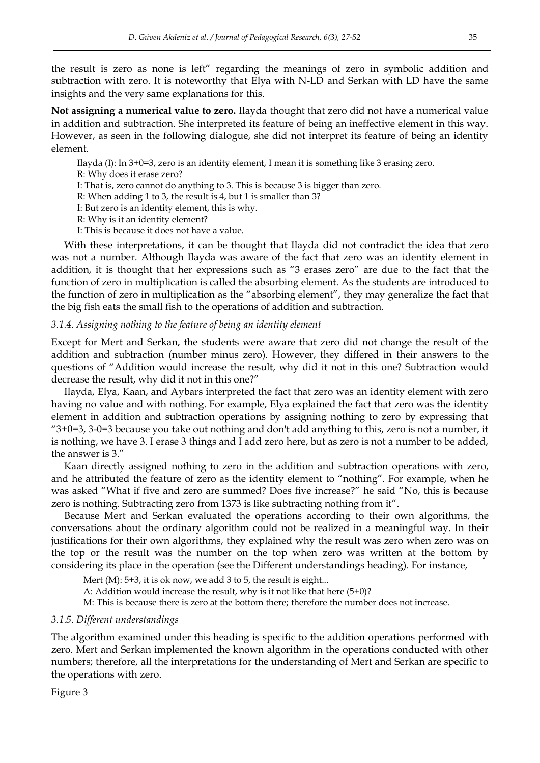the result is zero as none is left" regarding the meanings of zero in symbolic addition and subtraction with zero. It is noteworthy that Elya with N-LD and Serkan with LD have the same insights and the very same explanations for this.

**Not assigning a numerical value to zero.** Ilayda thought that zero did not have a numerical value in addition and subtraction. She interpreted its feature of being an ineffective element in this way. However, as seen in the following dialogue, she did not interpret its feature of being an identity element.

> Ilayda (I): In 3+0=3, zero is an identity element, I mean it is something like 3 erasing zero.
>
> R: Why does it erase zero?
>
> I: That is, zero cannot do anything to 3. This is because 3 is bigger than zero.
>
> R: When adding 1 to 3, the result is 4, but 1 is smaller than 3?
>
> I: But zero is an identity element, this is why.
>
> R: Why is it an identity element?
>
> I: This is because it does not have a value.

With these interpretations, it can be thought that Ilayda did not contradict the idea that zero was not a number. Although Ilayda was aware of the fact that zero was an identity element in addition, it is thought that her expressions such as "3 erases zero" are due to the fact that the function of zero in multiplication is called the absorbing element. As the students are introduced to the function of zero in multiplication as the "absorbing element", they may generalize the fact that the big fish eats the small fish to the operations of addition and subtraction.

### *3.1.4. Assigning nothing to the feature of being an identity element*

Except for Mert and Serkan, the students were aware that zero did not change the result of the addition and subtraction (number minus zero). However, they differed in their answers to the questions of "Addition would increase the result, why did it not in this one? Subtraction would decrease the result, why did it not in this one?"

Ilayda, Elya, Kaan, and Aybars interpreted the fact that zero was an identity element with zero having no value and with nothing. For example, Elya explained the fact that zero was the identity element in addition and subtraction operations by assigning nothing to zero by expressing that "3+0=3, 3-0=3 because you take out nothing and don't add anything to this, zero is not a number, it is nothing, we have 3. I erase 3 things and I add zero here, but as zero is not a number to be added, the answer is 3."

Kaan directly assigned nothing to zero in the addition and subtraction operations with zero, and he attributed the feature of zero as the identity element to "nothing". For example, when he was asked "What if five and zero are summed? Does five increase?" he said "No, this is because zero is nothing. Subtracting zero from 1373 is like subtracting nothing from it".

Because Mert and Serkan evaluated the operations according to their own algorithms, the conversations about the ordinary algorithm could not be realized in a meaningful way. In their justifications for their own algorithms, they explained why the result was zero when zero was on the top or the result was the number on the top when zero was written at the bottom by considering its place in the operation (see the Different understandings heading). For instance,

> Mert (M): 5+3, it is ok now, we add 3 to 5, the result is eight...
>
> A: Addition would increase the result, why is it not like that here (5+0)?
>
> M: This is because there is zero at the bottom there; therefore the number does not increase.

### *3.1.5. Different understandings*

The algorithm examined under this heading is specific to the addition operations performed with zero. Mert and Serkan implemented the known algorithm in the operations conducted with other numbers; therefore, all the interpretations for the understanding of Mert and Serkan are specific to the operations with zero.

Figure 3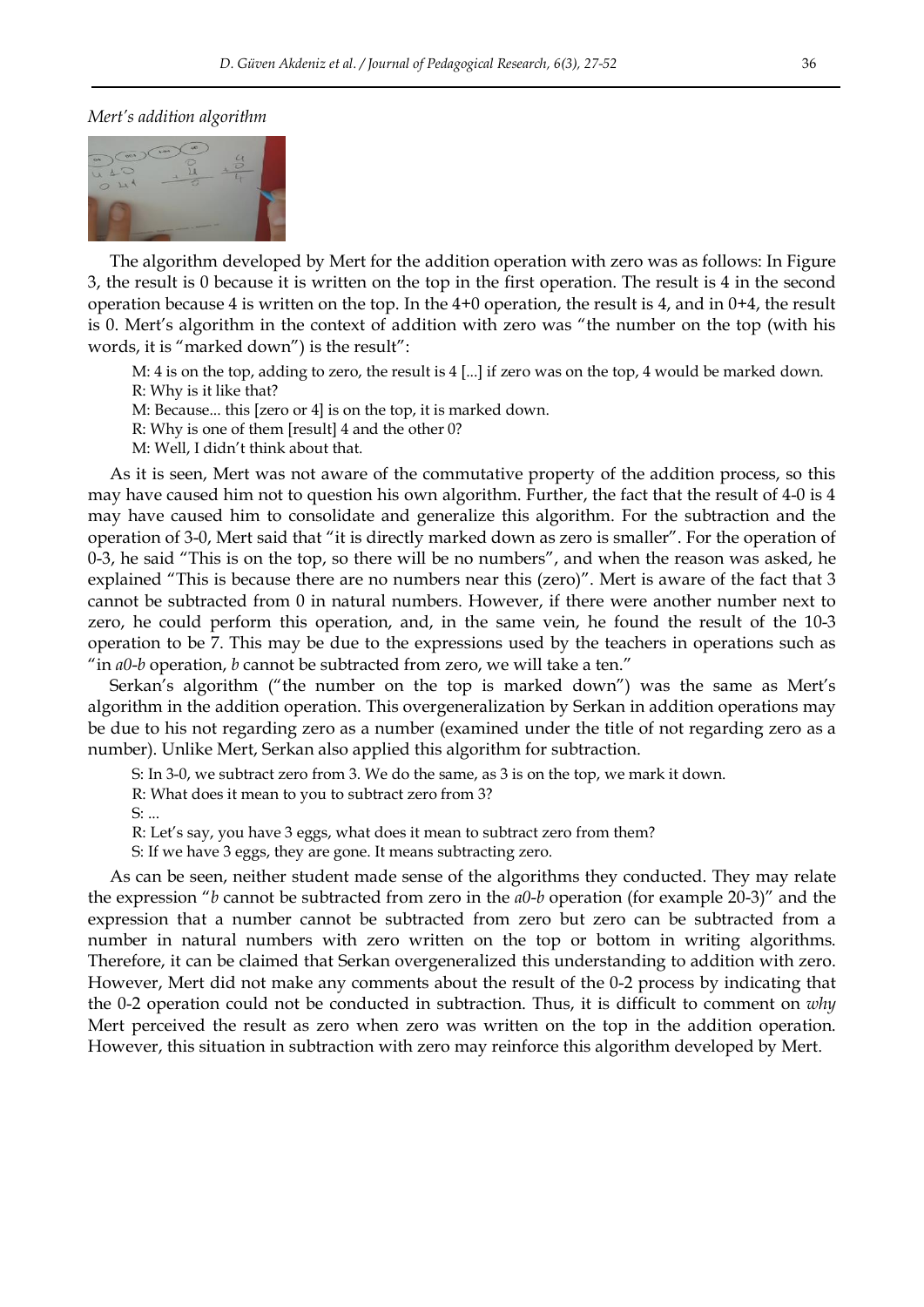*Mert's addition algorithm*

The algorithm developed by Mert for the addition operation with zero was as follows: In Figure 3, the result is 0 because it is written on the top in the first operation. The result is 4 in the second operation because 4 is written on the top. In the 4+0 operation, the result is 4, and in 0+4, the result is 0. Mert's algorithm in the context of addition with zero was "the number on the top (with his words, it is "marked down") is the result":

M: 4 is on the top, adding to zero, the result is 4 [...] if zero was on the top, 4 would be marked down.
R: Why is it like that?
M: Because... this [zero or 4] is on the top, it is marked down.
R: Why is one of them [result] 4 and the other 0?
M: Well, I didn't think about that.

As it is seen, Mert was not aware of the commutative property of the addition process, so this may have caused him not to question his own algorithm. Further, the fact that the result of 4-0 is 4 may have caused him to consolidate and generalize this algorithm. For the subtraction and the operation of 3-0, Mert said that "it is directly marked down as zero is smaller". For the operation of 0-3, he said "This is on the top, so there will be no numbers", and when the reason was asked, he explained "This is because there are no numbers near this (zero)". Mert is aware of the fact that 3 cannot be subtracted from 0 in natural numbers. However, if there were another number next to zero, he could perform this operation, and, in the same vein, he found the result of the 10-3 operation to be 7. This may be due to the expressions used by the teachers in operations such as "in *a0-b* operation, *b* cannot be subtracted from zero, we will take a ten."

Serkan's algorithm ("the number on the top is marked down") was the same as Mert's algorithm in the addition operation. This overgeneralization by Serkan in addition operations may be due to his not regarding zero as a number (examined under the title of not regarding zero as a number). Unlike Mert, Serkan also applied this algorithm for subtraction.

S: In 3-0, we subtract zero from 3. We do the same, as 3 is on the top, we mark it down.
R: What does it mean to you to subtract zero from 3?
S: ...
R: Let's say, you have 3 eggs, what does it mean to subtract zero from them?
S: If we have 3 eggs, they are gone. It means subtracting zero.

As can be seen, neither student made sense of the algorithms they conducted. They may relate the expression "*b* cannot be subtracted from zero in the *a0-b* operation (for example 20-3)" and the expression that a number cannot be subtracted from zero but zero can be subtracted from a number in natural numbers with zero written on the top or bottom in writing algorithms. Therefore, it can be claimed that Serkan overgeneralized this understanding to addition with zero. However, Mert did not make any comments about the result of the 0-2 process by indicating that the 0-2 operation could not be conducted in subtraction. Thus, it is difficult to comment on *why* Mert perceived the result as zero when zero was written on the top in the addition operation. However, this situation in subtraction with zero may reinforce this algorithm developed by Mert.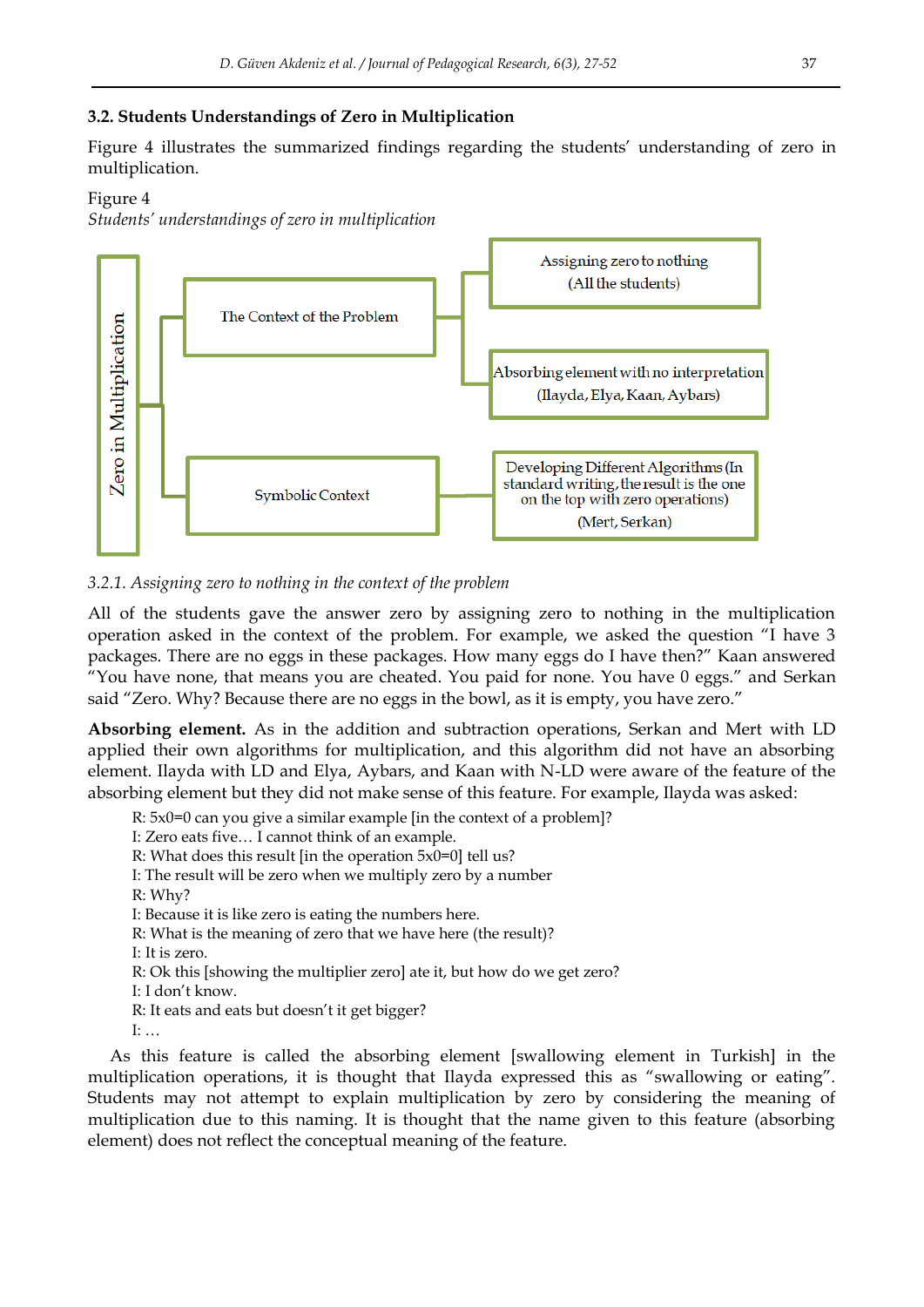### 3.2. Students Understandings of Zero in Multiplication

Figure 4 illustrates the summarized findings regarding the students' understanding of zero in multiplication.

Figure 4
*Students' understandings of zero in multiplication*

- Zero in Multiplication
  - The Context of the Problem
    - Assigning zero to nothing (All the students)
    - Absorbing element with no interpretation (Ilayda, Elya, Kaan, Aybars)
  - Symbolic Context
    - Developing Different Algorithms (In standard writing, the result is the one on the top with zero operations) (Mert, Serkan)

*3.2.1. Assigning zero to nothing in the context of the problem*

All of the students gave the answer zero by assigning zero to nothing in the multiplication operation asked in the context of the problem. For example, we asked the question "I have 3 packages. There are no eggs in these packages. How many eggs do I have then?" Kaan answered "You have none, that means you are cheated. You paid for none. You have 0 eggs." and Serkan said "Zero. Why? Because there are no eggs in the bowl, as it is empty, you have zero."

**Absorbing element.** As in the addition and subtraction operations, Serkan and Mert with LD applied their own algorithms for multiplication, and this algorithm did not have an absorbing element. Ilayda with LD and Elya, Aybars, and Kaan with N-LD were aware of the feature of the absorbing element but they did not make sense of this feature. For example, Ilayda was asked:

> R: 5x0=0 can you give a similar example [in the context of a problem]?
> I: Zero eats five… I cannot think of an example.
> R: What does this result [in the operation 5x0=0] tell us?
> I: The result will be zero when we multiply zero by a number
> R: Why?
> I: Because it is like zero is eating the numbers here.
> R: What is the meaning of zero that we have here (the result)?
> I: It is zero.
> R: Ok this [showing the multiplier zero] ate it, but how do we get zero?
> I: I don't know.
> R: It eats and eats but doesn't it get bigger?
> I: …

As this feature is called the absorbing element [swallowing element in Turkish] in the multiplication operations, it is thought that Ilayda expressed this as "swallowing or eating". Students may not attempt to explain multiplication by zero by considering the meaning of multiplication due to this naming. It is thought that the name given to this feature (absorbing element) does not reflect the conceptual meaning of the feature.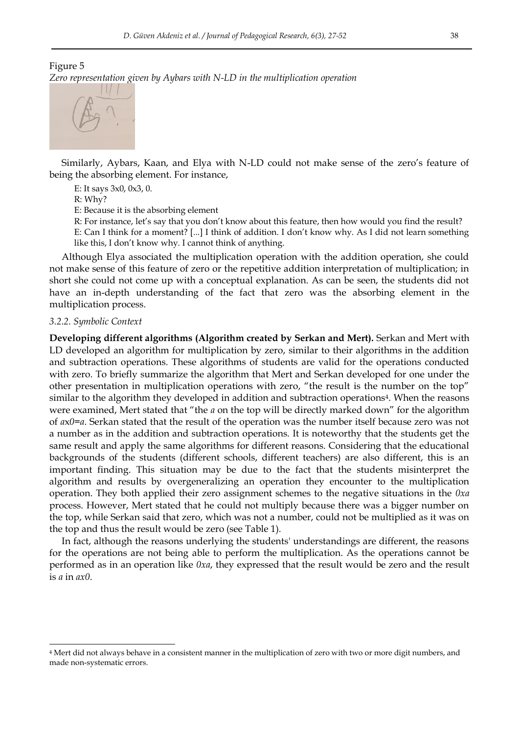Figure 5

*Zero representation given by Aybars with N-LD in the multiplication operation*

Similarly, Aybars, Kaan, and Elya with N-LD could not make sense of the zero's feature of being the absorbing element. For instance,

> E: It says 3x0, 0x3, 0.
>
> R: Why?
>
> E: Because it is the absorbing element
>
> R: For instance, let's say that you don't know about this feature, then how would you find the result?
>
> E: Can I think for a moment? [...] I think of addition. I don't know why. As I did not learn something like this, I don't know why. I cannot think of anything.

Although Elya associated the multiplication operation with the addition operation, she could not make sense of this feature of zero or the repetitive addition interpretation of multiplication; in short she could not come up with a conceptual explanation. As can be seen, the students did not have an in-depth understanding of the fact that zero was the absorbing element in the multiplication process.

### *3.2.2. Symbolic Context*

**Developing different algorithms (Algorithm created by Serkan and Mert).** Serkan and Mert with LD developed an algorithm for multiplication by zero, similar to their algorithms in the addition and subtraction operations. These algorithms of students are valid for the operations conducted with zero. To briefly summarize the algorithm that Mert and Serkan developed for one under the other presentation in multiplication operations with zero, "the result is the number on the top" similar to the algorithm they developed in addition and subtraction operations[4]. When the reasons were examined, Mert stated that "the *a* on the top will be directly marked down" for the algorithm of *a*x*0*=*a*. Serkan stated that the result of the operation was the number itself because zero was not a number as in the addition and subtraction operations. It is noteworthy that the students get the same result and apply the same algorithms for different reasons. Considering that the educational backgrounds of the students (different schools, different teachers) are also different, this is an important finding. This situation may be due to the fact that the students misinterpret the algorithm and results by overgeneralizing an operation they encounter to the multiplication operation. They both applied their zero assignment schemes to the negative situations in the *0xa* process. However, Mert stated that he could not multiply because there was a bigger number on the top, while Serkan said that zero, which was not a number, could not be multiplied as it was on the top and thus the result would be zero (see Table 1).

In fact, although the reasons underlying the students' understandings are different, the reasons for the operations are not being able to perform the multiplication. As the operations cannot be performed as in an operation like *0xa*, they expressed that the result would be zero and the result is *a* in *ax0*.

---

[4] Mert did not always behave in a consistent manner in the multiplication of zero with two or more digit numbers, and made non-systematic errors.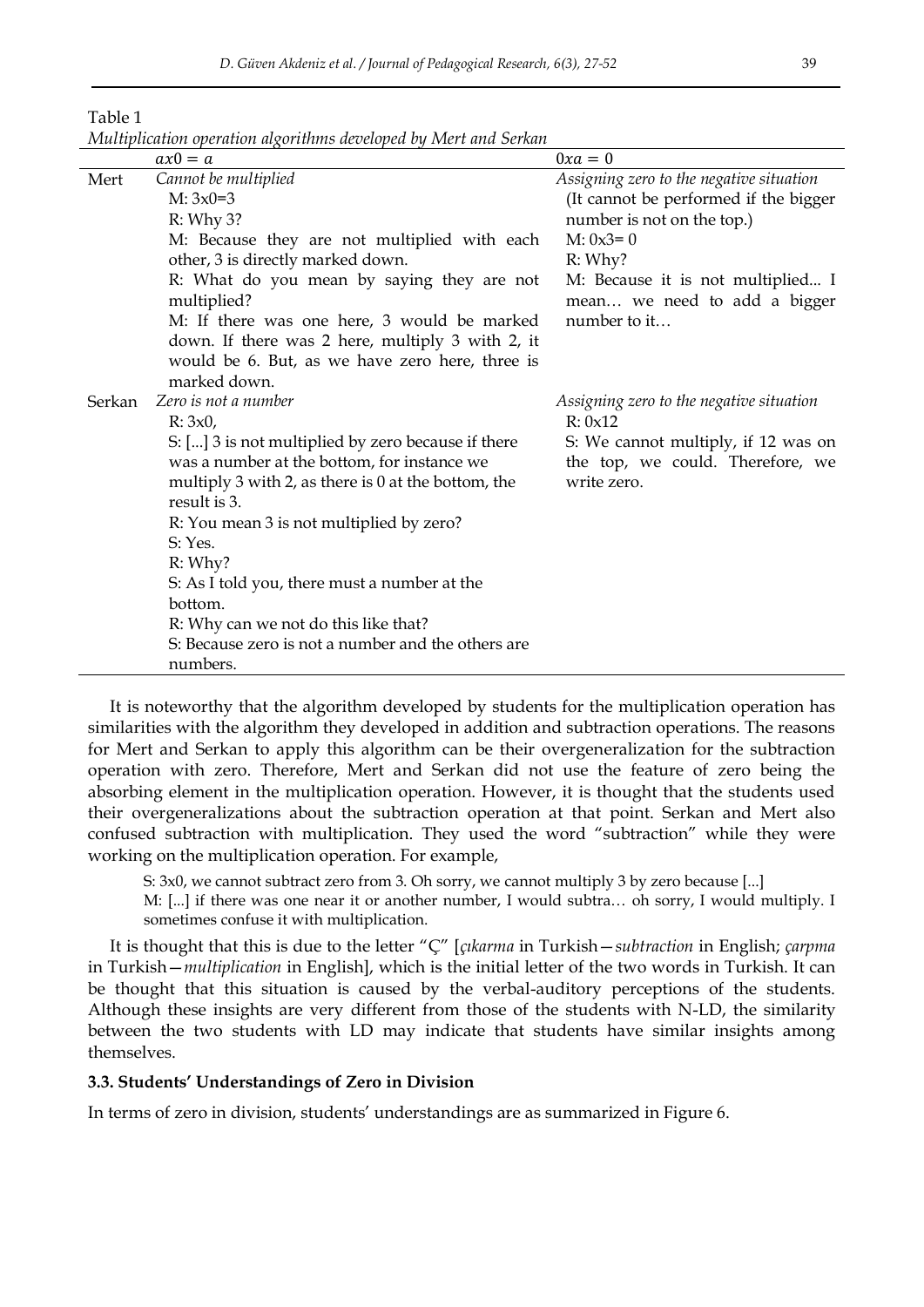Table 1

*Multiplication operation algorithms developed by Mert and Serkan*

| | $ax0 = a$ | $0xa = 0$ |
|---|---|---|
| Mert | *Cannot be multiplied*<br>M: 3x0=3<br>R: Why 3?<br>M: Because they are not multiplied with each other, 3 is directly marked down.<br>R: What do you mean by saying they are not multiplied?<br>M: If there was one here, 3 would be marked down. If there was 2 here, multiply 3 with 2, it would be 6. But, as we have zero here, three is marked down. | *Assigning zero to the negative situation*<br>(It cannot be performed if the bigger number is not on the top.)<br>M: 0x3= 0<br>R: Why?<br>M: Because it is not multiplied... I mean… we need to add a bigger number to it… |
| Serkan | *Zero is not a number*<br>R: 3x0,<br>S: [...] 3 is not multiplied by zero because if there was a number at the bottom, for instance we multiply 3 with 2, as there is 0 at the bottom, the result is 3.<br>R: You mean 3 is not multiplied by zero?<br>S: Yes.<br>R: Why?<br>S: As I told you, there must a number at the bottom.<br>R: Why can we not do this like that?<br>S: Because zero is not a number and the others are numbers. | *Assigning zero to the negative situation*<br>R: 0x12<br>S: We cannot multiply, if 12 was on the top, we could. Therefore, we write zero. |

It is noteworthy that the algorithm developed by students for the multiplication operation has similarities with the algorithm they developed in addition and subtraction operations. The reasons for Mert and Serkan to apply this algorithm can be their overgeneralization for the subtraction operation with zero. Therefore, Mert and Serkan did not use the feature of zero being the absorbing element in the multiplication operation. However, it is thought that the students used their overgeneralizations about the subtraction operation at that point. Serkan and Mert also confused subtraction with multiplication. They used the word "subtraction" while they were working on the multiplication operation. For example,

> S: 3x0, we cannot subtract zero from 3. Oh sorry, we cannot multiply 3 by zero because [...]
>
> M: [...] if there was one near it or another number, I would subtra… oh sorry, I would multiply. I sometimes confuse it with multiplication.

It is thought that this is due to the letter "Ç" [*çıkarma* in Turkish—*subtraction* in English; *çarpma* in Turkish—*multiplication* in English], which is the initial letter of the two words in Turkish. It can be thought that this situation is caused by the verbal-auditory perceptions of the students. Although these insights are very different from those of the students with N-LD, the similarity between the two students with LD may indicate that students have similar insights among themselves.

### 3.3. Students' Understandings of Zero in Division

In terms of zero in division, students' understandings are as summarized in Figure 6.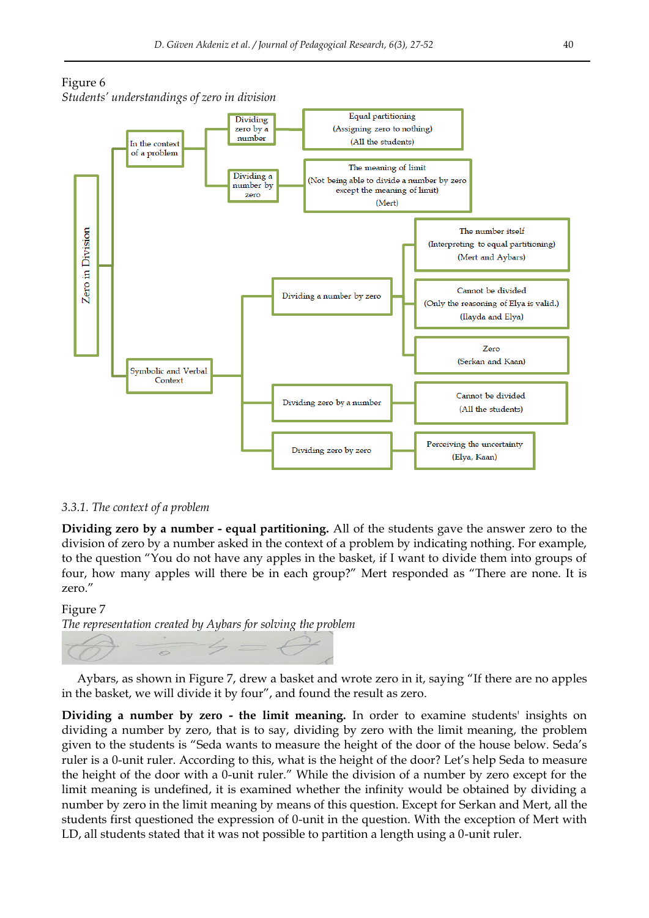Figure 6

*Students' understandings of zero in division*

- Zero in Division
  - In the context of a problem
    - Dividing zero by a number
      - Equal partitioning (Assigning zero to nothing) (All the students)
    - Dividing a number by zero
      - The meaning of limit (Not being able to divide a number by zero except the meaning of limit) (Mert)
  - Symbolic and Verbal Context
    - Dividing a number by zero
      - The number itself (Interpreting to equal partitioning) (Mert and Aybars)
      - Cannot be divided (Only the reasoning of Elya is valid.) (Ilayda and Elya)
      - Zero (Serkan and Kaan)
    - Dividing zero by a number
      - Cannot be divided (All the students)
    - Dividing zero by zero
      - Perceiving the uncertainty (Elya, Kaan)

### *3.3.1. The context of a problem*

**Dividing zero by a number - equal partitioning.** All of the students gave the answer zero to the division of zero by a number asked in the context of a problem by indicating nothing. For example, to the question "You do not have any apples in the basket, if I want to divide them into groups of four, how many apples will there be in each group?" Mert responded as "There are none. It is zero."

Figure 7

*The representation created by Aybars for solving the problem*

Aybars, as shown in Figure 7, drew a basket and wrote zero in it, saying "If there are no apples in the basket, we will divide it by four", and found the result as zero.

**Dividing a number by zero - the limit meaning.** In order to examine students' insights on dividing a number by zero, that is to say, dividing by zero with the limit meaning, the problem given to the students is "Seda wants to measure the height of the door of the house below. Seda's ruler is a 0-unit ruler. According to this, what is the height of the door? Let's help Seda to measure the height of the door with a 0-unit ruler." While the division of a number by zero except for the limit meaning is undefined, it is examined whether the infinity would be obtained by dividing a number by zero in the limit meaning by means of this question. Except for Serkan and Mert, all the students first questioned the expression of 0-unit in the question. With the exception of Mert with LD, all students stated that it was not possible to partition a length using a 0-unit ruler.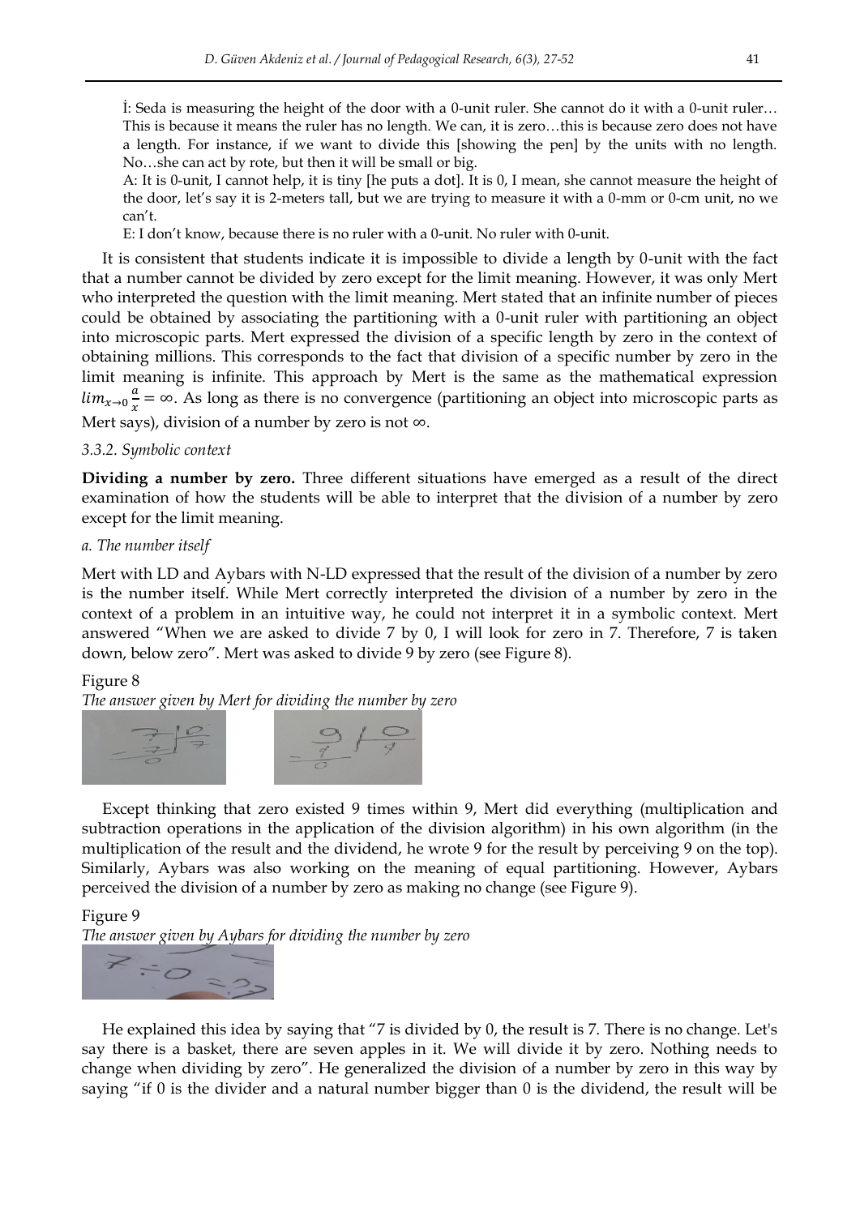İ: Seda is measuring the height of the door with a 0-unit ruler. She cannot do it with a 0-unit ruler… This is because it means the ruler has no length. We can, it is zero…this is because zero does not have a length. For instance, if we want to divide this [showing the pen] by the units with no length. No…she can act by rote, but then it will be small or big.

A: It is 0-unit, I cannot help, it is tiny [he puts a dot]. It is 0, I mean, she cannot measure the height of the door, let's say it is 2-meters tall, but we are trying to measure it with a 0-mm or 0-cm unit, no we can't.

E: I don't know, because there is no ruler with a 0-unit. No ruler with 0-unit.

It is consistent that students indicate it is impossible to divide a length by 0-unit with the fact that a number cannot be divided by zero except for the limit meaning. However, it was only Mert who interpreted the question with the limit meaning. Mert stated that an infinite number of pieces could be obtained by associating the partitioning with a 0-unit ruler with partitioning an object into microscopic parts. Mert expressed the division of a specific length by zero in the context of obtaining millions. This corresponds to the fact that division of a specific number by zero in the limit meaning is infinite. This approach by Mert is the same as the mathematical expression $lim_{x\to 0}\frac{a}{x} = \infty$. As long as there is no convergence (partitioning an object into microscopic parts as Mert says), division of a number by zero is not $\infty$.

### *3.3.2. Symbolic context*

**Dividing a number by zero.** Three different situations have emerged as a result of the direct examination of how the students will be able to interpret that the division of a number by zero except for the limit meaning.

#### *a. The number itself*

Mert with LD and Aybars with N-LD expressed that the result of the division of a number by zero is the number itself. While Mert correctly interpreted the division of a number by zero in the context of a problem in an intuitive way, he could not interpret it in a symbolic context. Mert answered "When we are asked to divide 7 by 0, I will look for zero in 7. Therefore, 7 is taken down, below zero". Mert was asked to divide 9 by zero (see Figure 8).

Figure 8

*The answer given by Mert for dividing the number by zero*

Except thinking that zero existed 9 times within 9, Mert did everything (multiplication and subtraction operations in the application of the division algorithm) in his own algorithm (in the multiplication of the result and the dividend, he wrote 9 for the result by perceiving 9 on the top). Similarly, Aybars was also working on the meaning of equal partitioning. However, Aybars perceived the division of a number by zero as making no change (see Figure 9).

Figure 9

*The answer given by Aybars for dividing the number by zero*

He explained this idea by saying that "7 is divided by 0, the result is 7. There is no change. Let's say there is a basket, there are seven apples in it. We will divide it by zero. Nothing needs to change when dividing by zero". He generalized the division of a number by zero in this way by saying "if 0 is the divider and a natural number bigger than 0 is the dividend, the result will be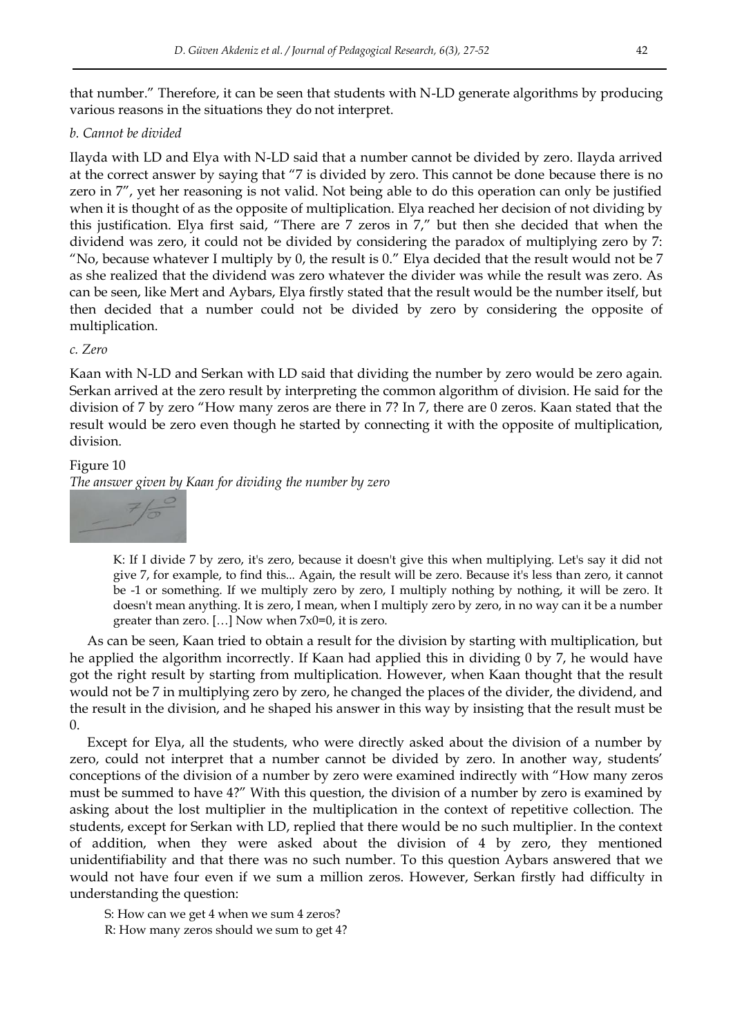that number." Therefore, it can be seen that students with N-LD generate algorithms by producing various reasons in the situations they do not interpret.

*b. Cannot be divided*

Ilayda with LD and Elya with N-LD said that a number cannot be divided by zero. Ilayda arrived at the correct answer by saying that "7 is divided by zero. This cannot be done because there is no zero in 7", yet her reasoning is not valid. Not being able to do this operation can only be justified when it is thought of as the opposite of multiplication. Elya reached her decision of not dividing by this justification. Elya first said, "There are 7 zeros in 7," but then she decided that when the dividend was zero, it could not be divided by considering the paradox of multiplying zero by 7: "No, because whatever I multiply by 0, the result is 0." Elya decided that the result would not be 7 as she realized that the dividend was zero whatever the divider was while the result was zero. As can be seen, like Mert and Aybars, Elya firstly stated that the result would be the number itself, but then decided that a number could not be divided by zero by considering the opposite of multiplication.

*c. Zero*

Kaan with N-LD and Serkan with LD said that dividing the number by zero would be zero again. Serkan arrived at the zero result by interpreting the common algorithm of division. He said for the division of 7 by zero "How many zeros are there in 7? In 7, there are 0 zeros. Kaan stated that the result would be zero even though he started by connecting it with the opposite of multiplication, division.

Figure 10

*The answer given by Kaan for dividing the number by zero*

> K: If I divide 7 by zero, it's zero, because it doesn't give this when multiplying. Let's say it did not give 7, for example, to find this... Again, the result will be zero. Because it's less than zero, it cannot be -1 or something. If we multiply zero by zero, I multiply nothing by nothing, it will be zero. It doesn't mean anything. It is zero, I mean, when I multiply zero by zero, in no way can it be a number greater than zero. […] Now when 7x0=0, it is zero.

As can be seen, Kaan tried to obtain a result for the division by starting with multiplication, but he applied the algorithm incorrectly. If Kaan had applied this in dividing 0 by 7, he would have got the right result by starting from multiplication. However, when Kaan thought that the result would not be 7 in multiplying zero by zero, he changed the places of the divider, the dividend, and the result in the division, and he shaped his answer in this way by insisting that the result must be 0.

Except for Elya, all the students, who were directly asked about the division of a number by zero, could not interpret that a number cannot be divided by zero. In another way, students' conceptions of the division of a number by zero were examined indirectly with "How many zeros must be summed to have 4?" With this question, the division of a number by zero is examined by asking about the lost multiplier in the multiplication in the context of repetitive collection. The students, except for Serkan with LD, replied that there would be no such multiplier. In the context of addition, when they were asked about the division of 4 by zero, they mentioned unidentifiability and that there was no such number. To this question Aybars answered that we would not have four even if we sum a million zeros. However, Serkan firstly had difficulty in understanding the question:

> S: How can we get 4 when we sum 4 zeros?
> R: How many zeros should we sum to get 4?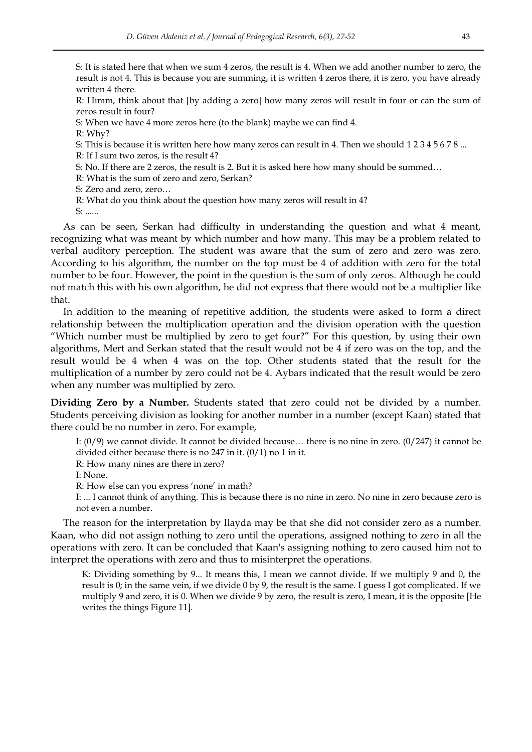S: It is stated here that when we sum 4 zeros, the result is 4. When we add another number to zero, the result is not 4. This is because you are summing, it is written 4 zeros there, it is zero, you have already written 4 there.

R: Hımm, think about that [by adding a zero] how many zeros will result in four or can the sum of zeros result in four?

S: When we have 4 more zeros here (to the blank) maybe we can find 4.

R: Why?

S: This is because it is written here how many zeros can result in 4. Then we should 1 2 3 4 5 6 7 8 ...

R: If I sum two zeros, is the result 4?

S: No. If there are 2 zeros, the result is 2. But it is asked here how many should be summed…

R: What is the sum of zero and zero, Serkan?

S: Zero and zero, zero…

R: What do you think about the question how many zeros will result in 4?

S: ......

As can be seen, Serkan had difficulty in understanding the question and what 4 meant, recognizing what was meant by which number and how many. This may be a problem related to verbal auditory perception. The student was aware that the sum of zero and zero was zero. According to his algorithm, the number on the top must be 4 of addition with zero for the total number to be four. However, the point in the question is the sum of only zeros. Although he could not match this with his own algorithm, he did not express that there would not be a multiplier like that.

In addition to the meaning of repetitive addition, the students were asked to form a direct relationship between the multiplication operation and the division operation with the question "Which number must be multiplied by zero to get four?" For this question, by using their own algorithms, Mert and Serkan stated that the result would not be 4 if zero was on the top, and the result would be 4 when 4 was on the top. Other students stated that the result for the multiplication of a number by zero could not be 4. Aybars indicated that the result would be zero when any number was multiplied by zero.

**Dividing Zero by a Number.** Students stated that zero could not be divided by a number. Students perceiving division as looking for another number in a number (except Kaan) stated that there could be no number in zero. For example,

I: (0/9) we cannot divide. It cannot be divided because… there is no nine in zero. (0/247) it cannot be divided either because there is no 247 in it. (0/1) no 1 in it.

R: How many nines are there in zero?

I: None.

R: How else can you express 'none' in math?

I: ... I cannot think of anything. This is because there is no nine in zero. No nine in zero because zero is not even a number.

The reason for the interpretation by Ilayda may be that she did not consider zero as a number. Kaan, who did not assign nothing to zero until the operations, assigned nothing to zero in all the operations with zero. It can be concluded that Kaan's assigning nothing to zero caused him not to interpret the operations with zero and thus to misinterpret the operations.

K: Dividing something by 9... It means this, I mean we cannot divide. If we multiply 9 and 0, the result is 0; in the same vein, if we divide 0 by 9, the result is the same. I guess I got complicated. If we multiply 9 and zero, it is 0. When we divide 9 by zero, the result is zero, I mean, it is the opposite [He writes the things Figure 11].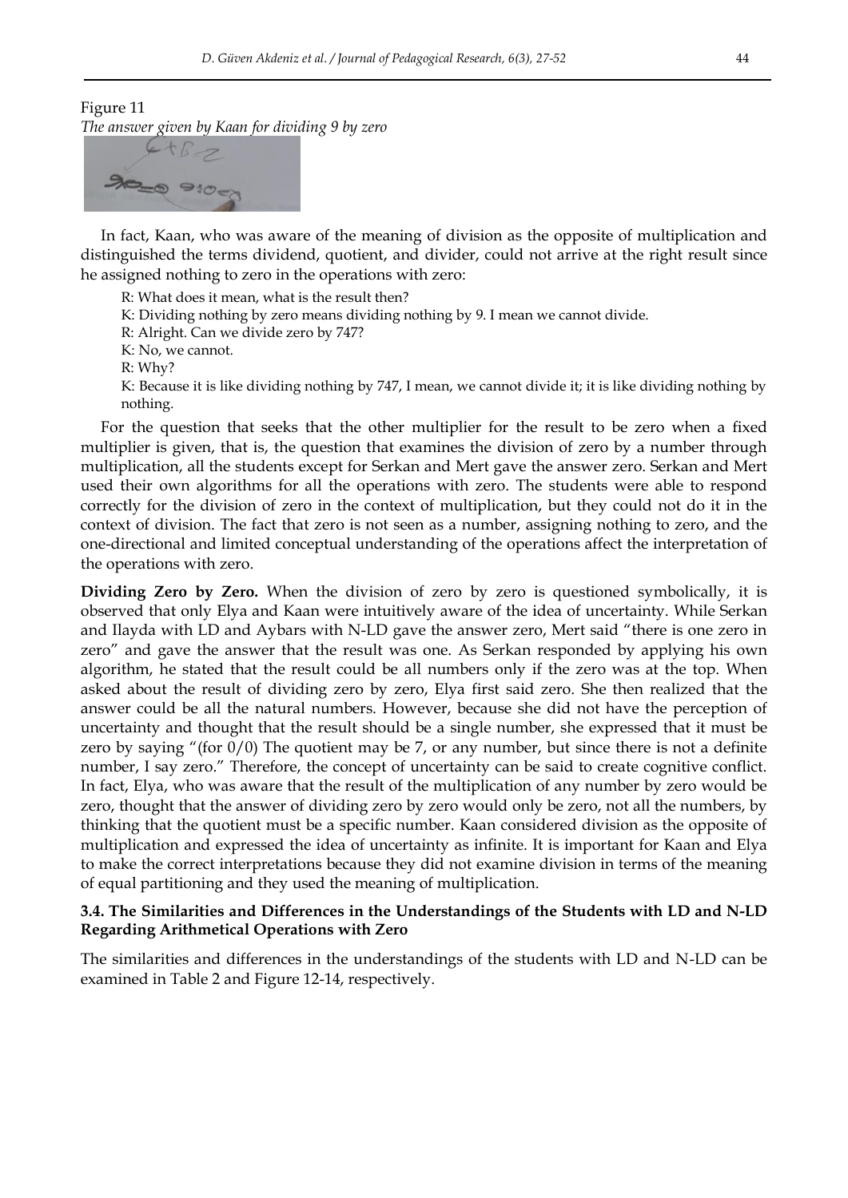Figure 11

*The answer given by Kaan for dividing 9 by zero*

In fact, Kaan, who was aware of the meaning of division as the opposite of multiplication and distinguished the terms dividend, quotient, and divider, could not arrive at the right result since he assigned nothing to zero in the operations with zero:

R: What does it mean, what is the result then?

K: Dividing nothing by zero means dividing nothing by 9. I mean we cannot divide.

R: Alright. Can we divide zero by 747?

K: No, we cannot.

R: Why?

K: Because it is like dividing nothing by 747, I mean, we cannot divide it; it is like dividing nothing by nothing.

For the question that seeks that the other multiplier for the result to be zero when a fixed multiplier is given, that is, the question that examines the division of zero by a number through multiplication, all the students except for Serkan and Mert gave the answer zero. Serkan and Mert used their own algorithms for all the operations with zero. The students were able to respond correctly for the division of zero in the context of multiplication, but they could not do it in the context of division. The fact that zero is not seen as a number, assigning nothing to zero, and the one-directional and limited conceptual understanding of the operations affect the interpretation of the operations with zero.

**Dividing Zero by Zero.** When the division of zero by zero is questioned symbolically, it is observed that only Elya and Kaan were intuitively aware of the idea of uncertainty. While Serkan and Ilayda with LD and Aybars with N-LD gave the answer zero, Mert said "there is one zero in zero" and gave the answer that the result was one. As Serkan responded by applying his own algorithm, he stated that the result could be all numbers only if the zero was at the top. When asked about the result of dividing zero by zero, Elya first said zero. She then realized that the answer could be all the natural numbers. However, because she did not have the perception of uncertainty and thought that the result should be a single number, she expressed that it must be zero by saying "(for 0/0) The quotient may be 7, or any number, but since there is not a definite number, I say zero." Therefore, the concept of uncertainty can be said to create cognitive conflict. In fact, Elya, who was aware that the result of the multiplication of any number by zero would be zero, thought that the answer of dividing zero by zero would only be zero, not all the numbers, by thinking that the quotient must be a specific number. Kaan considered division as the opposite of multiplication and expressed the idea of uncertainty as infinite. It is important for Kaan and Elya to make the correct interpretations because they did not examine division in terms of the meaning of equal partitioning and they used the meaning of multiplication.

### 3.4. The Similarities and Differences in the Understandings of the Students with LD and N-LD Regarding Arithmetical Operations with Zero

The similarities and differences in the understandings of the students with LD and N-LD can be examined in Table 2 and Figure 12-14, respectively.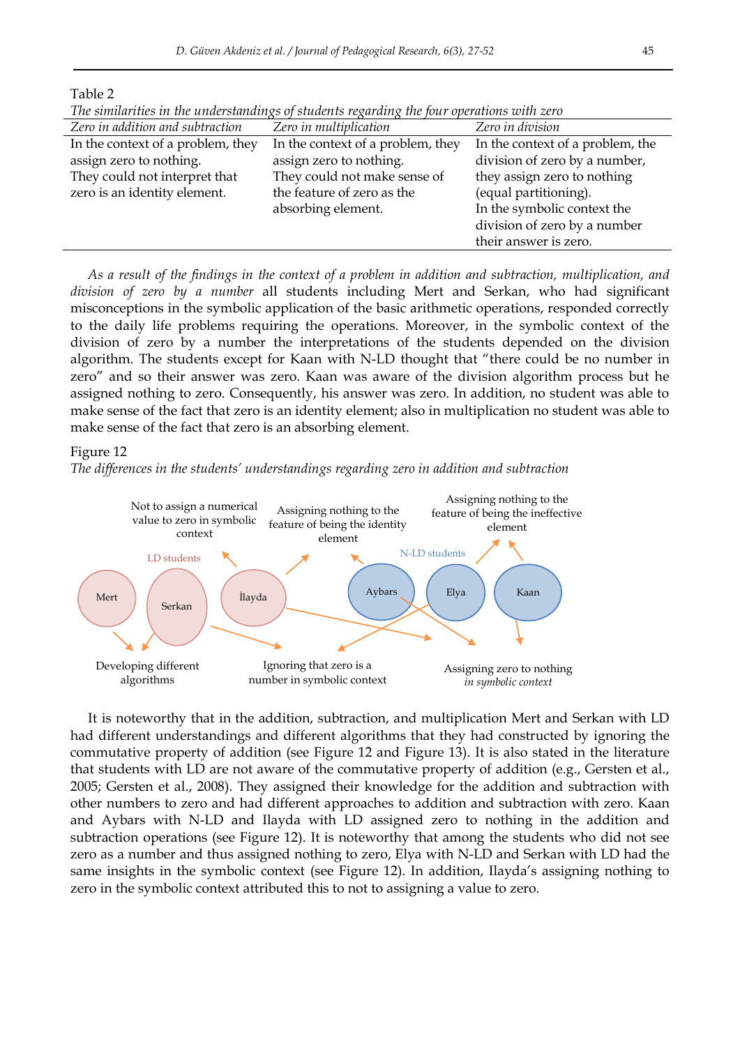Table 2

*The similarities in the understandings of students regarding the four operations with zero*

| *Zero in addition and subtraction* | *Zero in multiplication* | *Zero in division* |
|---|---|---|
| In the context of a problem, they assign zero to nothing. They could not interpret that zero is an identity element. | In the context of a problem, they assign zero to nothing. They could not make sense of the feature of zero as the absorbing element. | In the context of a problem, the division of zero by a number, they assign zero to nothing (equal partitioning). In the symbolic context the division of zero by a number their answer is zero. |

*As a result of the findings in the context of a problem in addition and subtraction, multiplication, and division of zero by a number* all students including Mert and Serkan, who had significant misconceptions in the symbolic application of the basic arithmetic operations, responded correctly to the daily life problems requiring the operations. Moreover, in the symbolic context of the division of zero by a number the interpretations of the students depended on the division algorithm. The students except for Kaan with N-LD thought that "there could be no number in zero" and so their answer was zero. Kaan was aware of the division algorithm process but he assigned nothing to zero. Consequently, his answer was zero. In addition, no student was able to make sense of the fact that zero is an identity element; also in multiplication no student was able to make sense of the fact that zero is an absorbing element.

Figure 12

*The differences in the students' understandings regarding zero in addition and subtraction*

It is noteworthy that in the addition, subtraction, and multiplication Mert and Serkan with LD had different understandings and different algorithms that they had constructed by ignoring the commutative property of addition (see Figure 12 and Figure 13). It is also stated in the literature that students with LD are not aware of the commutative property of addition (e.g., Gersten et al., 2005; Gersten et al., 2008). They assigned their knowledge for the addition and subtraction with other numbers to zero and had different approaches to addition and subtraction with zero. Kaan and Aybars with N-LD and Ilayda with LD assigned zero to nothing in the addition and subtraction operations (see Figure 12). It is noteworthy that among the students who did not see zero as a number and thus assigned nothing to zero, Elya with N-LD and Serkan with LD had the same insights in the symbolic context (see Figure 12). In addition, Ilayda's assigning nothing to zero in the symbolic context attributed this to not to assigning a value to zero.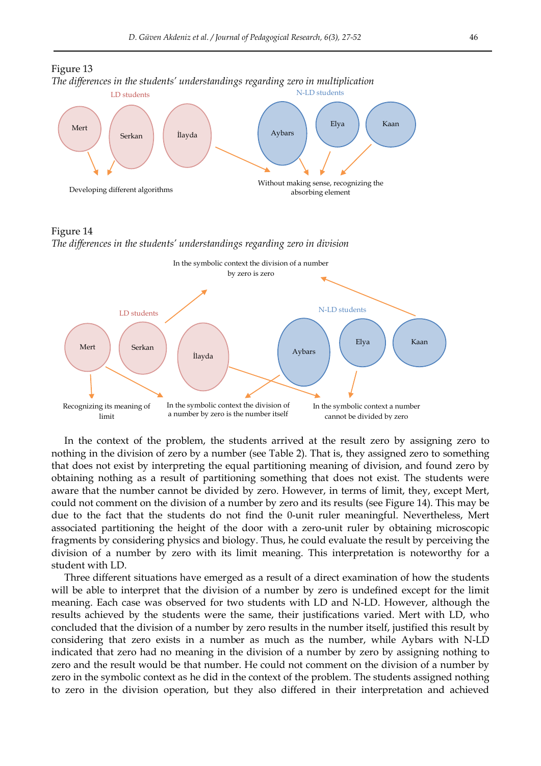Figure 13

*The differences in the students' understandings regarding zero in multiplication*

LD students: Mert, Serkan, İlayda

N-LD students: Aybars, Elya, Kaan

Developing different algorithms

Without making sense, recognizing the absorbing element

Figure 14

*The differences in the students' understandings regarding zero in division*

In the symbolic context the division of a number by zero is zero

LD students: Mert, Serkan, İlayda

N-LD students: Aybars, Elya, Kaan

Recognizing its meaning of limit

In the symbolic context the division of a number by zero is the number itself

In the symbolic context a number cannot be divided by zero

In the context of the problem, the students arrived at the result zero by assigning zero to nothing in the division of zero by a number (see Table 2). That is, they assigned zero to something that does not exist by interpreting the equal partitioning meaning of division, and found zero by obtaining nothing as a result of partitioning something that does not exist. The students were aware that the number cannot be divided by zero. However, in terms of limit, they, except Mert, could not comment on the division of a number by zero and its results (see Figure 14). This may be due to the fact that the students do not find the 0-unit ruler meaningful. Nevertheless, Mert associated partitioning the height of the door with a zero-unit ruler by obtaining microscopic fragments by considering physics and biology. Thus, he could evaluate the result by perceiving the division of a number by zero with its limit meaning. This interpretation is noteworthy for a student with LD.

Three different situations have emerged as a result of a direct examination of how the students will be able to interpret that the division of a number by zero is undefined except for the limit meaning. Each case was observed for two students with LD and N-LD. However, although the results achieved by the students were the same, their justifications varied. Mert with LD, who concluded that the division of a number by zero results in the number itself, justified this result by considering that zero exists in a number as much as the number, while Aybars with N-LD indicated that zero had no meaning in the division of a number by zero by assigning nothing to zero and the result would be that number. He could not comment on the division of a number by zero in the symbolic context as he did in the context of the problem. The students assigned nothing to zero in the division operation, but they also differed in their interpretation and achieved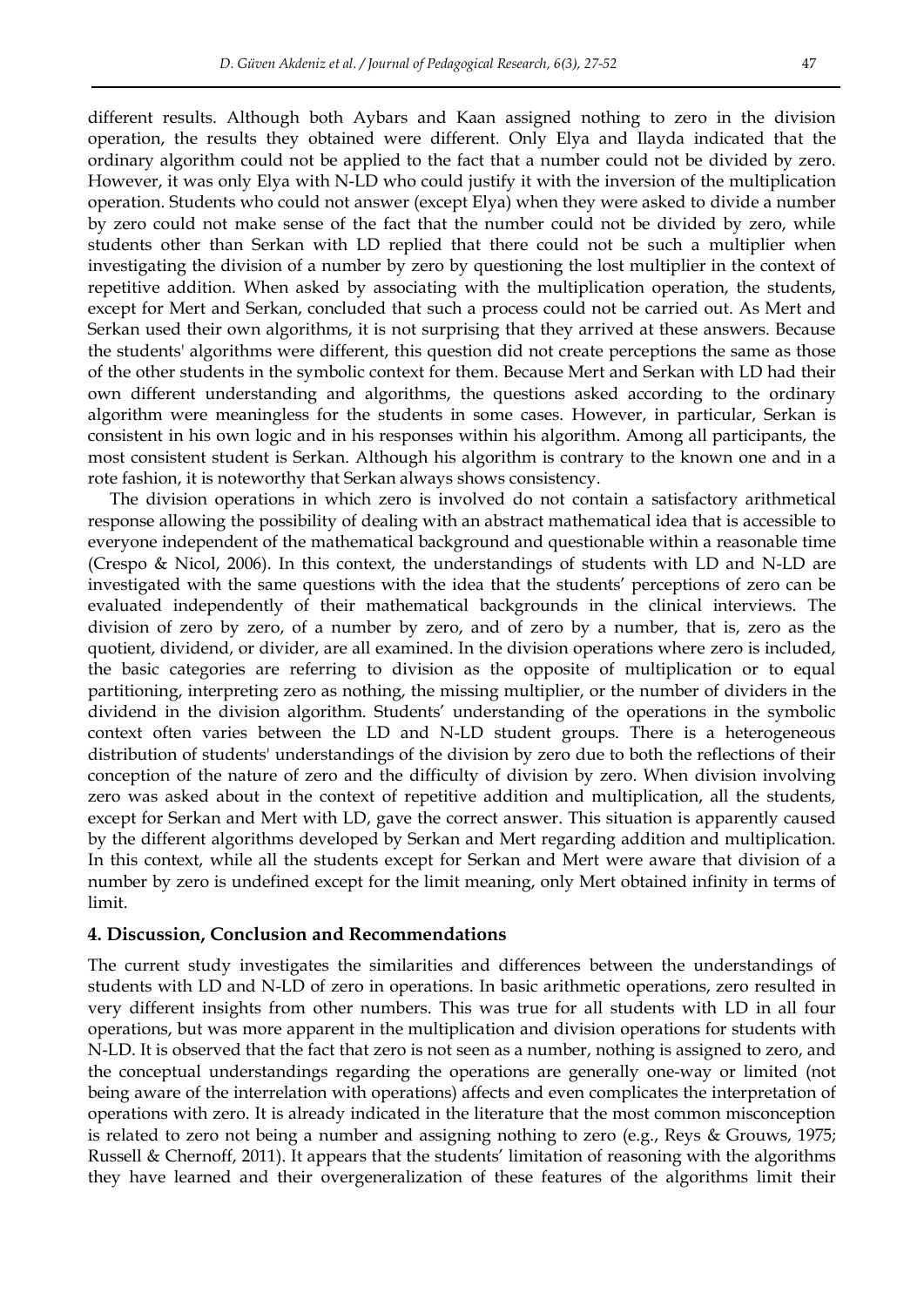different results. Although both Aybars and Kaan assigned nothing to zero in the division operation, the results they obtained were different. Only Elya and Ilayda indicated that the ordinary algorithm could not be applied to the fact that a number could not be divided by zero. However, it was only Elya with N-LD who could justify it with the inversion of the multiplication operation. Students who could not answer (except Elya) when they were asked to divide a number by zero could not make sense of the fact that the number could not be divided by zero, while students other than Serkan with LD replied that there could not be such a multiplier when investigating the division of a number by zero by questioning the lost multiplier in the context of repetitive addition. When asked by associating with the multiplication operation, the students, except for Mert and Serkan, concluded that such a process could not be carried out. As Mert and Serkan used their own algorithms, it is not surprising that they arrived at these answers. Because the students' algorithms were different, this question did not create perceptions the same as those of the other students in the symbolic context for them. Because Mert and Serkan with LD had their own different understanding and algorithms, the questions asked according to the ordinary algorithm were meaningless for the students in some cases. However, in particular, Serkan is consistent in his own logic and in his responses within his algorithm. Among all participants, the most consistent student is Serkan. Although his algorithm is contrary to the known one and in a rote fashion, it is noteworthy that Serkan always shows consistency.

The division operations in which zero is involved do not contain a satisfactory arithmetical response allowing the possibility of dealing with an abstract mathematical idea that is accessible to everyone independent of the mathematical background and questionable within a reasonable time (Crespo & Nicol, 2006). In this context, the understandings of students with LD and N-LD are investigated with the same questions with the idea that the students' perceptions of zero can be evaluated independently of their mathematical backgrounds in the clinical interviews. The division of zero by zero, of a number by zero, and of zero by a number, that is, zero as the quotient, dividend, or divider, are all examined. In the division operations where zero is included, the basic categories are referring to division as the opposite of multiplication or to equal partitioning, interpreting zero as nothing, the missing multiplier, or the number of dividers in the dividend in the division algorithm. Students' understanding of the operations in the symbolic context often varies between the LD and N-LD student groups. There is a heterogeneous distribution of students' understandings of the division by zero due to both the reflections of their conception of the nature of zero and the difficulty of division by zero. When division involving zero was asked about in the context of repetitive addition and multiplication, all the students, except for Serkan and Mert with LD, gave the correct answer. This situation is apparently caused by the different algorithms developed by Serkan and Mert regarding addition and multiplication. In this context, while all the students except for Serkan and Mert were aware that division of a number by zero is undefined except for the limit meaning, only Mert obtained infinity in terms of limit.

## 4. Discussion, Conclusion and Recommendations

The current study investigates the similarities and differences between the understandings of students with LD and N-LD of zero in operations. In basic arithmetic operations, zero resulted in very different insights from other numbers. This was true for all students with LD in all four operations, but was more apparent in the multiplication and division operations for students with N-LD. It is observed that the fact that zero is not seen as a number, nothing is assigned to zero, and the conceptual understandings regarding the operations are generally one-way or limited (not being aware of the interrelation with operations) affects and even complicates the interpretation of operations with zero. It is already indicated in the literature that the most common misconception is related to zero not being a number and assigning nothing to zero (e.g., Reys & Grouws, 1975; Russell & Chernoff, 2011). It appears that the students' limitation of reasoning with the algorithms they have learned and their overgeneralization of these features of the algorithms limit their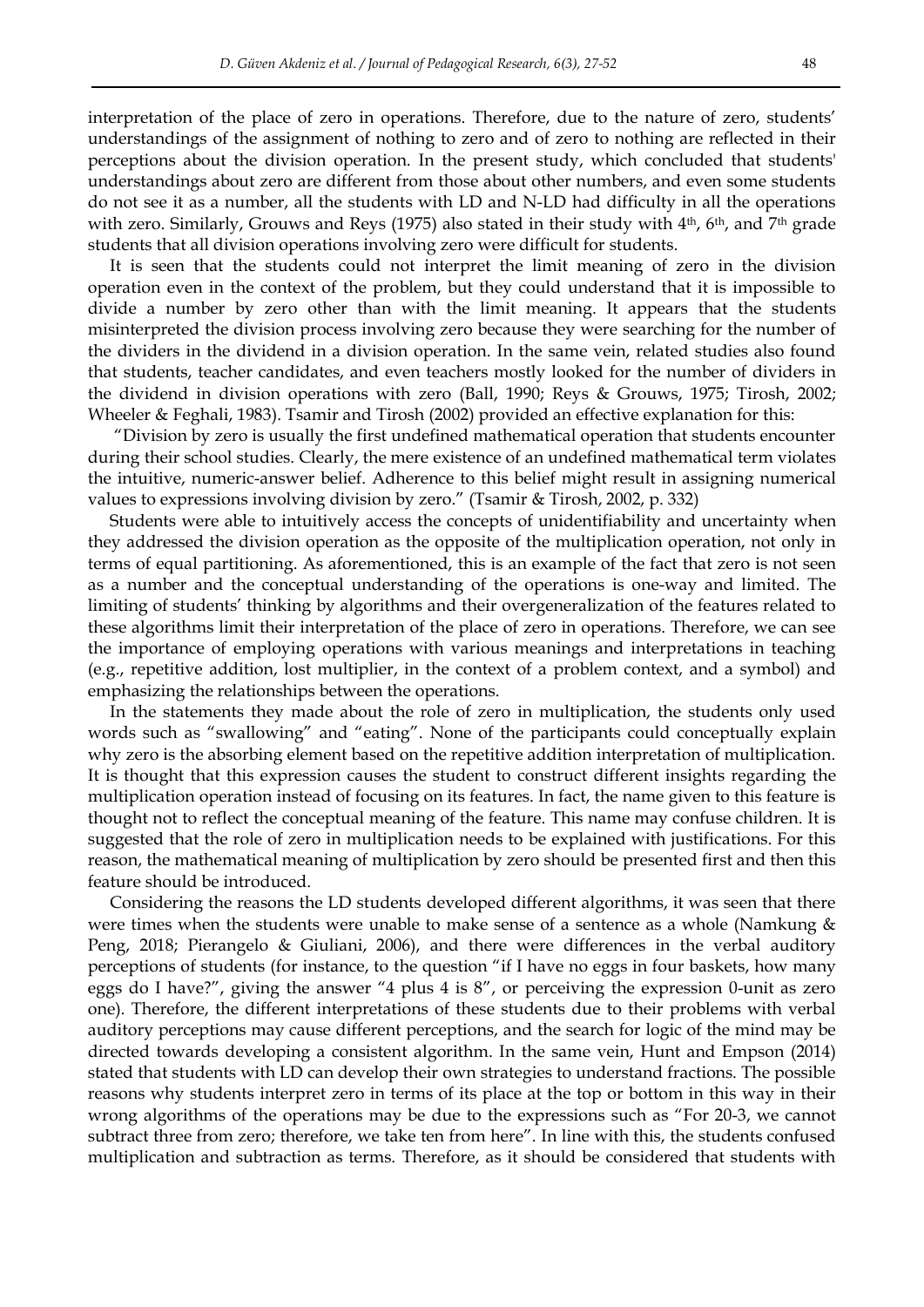interpretation of the place of zero in operations. Therefore, due to the nature of zero, students' understandings of the assignment of nothing to zero and of zero to nothing are reflected in their perceptions about the division operation. In the present study, which concluded that students' understandings about zero are different from those about other numbers, and even some students do not see it as a number, all the students with LD and N-LD had difficulty in all the operations with zero. Similarly, Grouws and Reys (1975) also stated in their study with 4th, 6th, and 7th grade students that all division operations involving zero were difficult for students.

It is seen that the students could not interpret the limit meaning of zero in the division operation even in the context of the problem, but they could understand that it is impossible to divide a number by zero other than with the limit meaning. It appears that the students misinterpreted the division process involving zero because they were searching for the number of the dividers in the dividend in a division operation. In the same vein, related studies also found that students, teacher candidates, and even teachers mostly looked for the number of dividers in the dividend in division operations with zero (Ball, 1990; Reys & Grouws, 1975; Tirosh, 2002; Wheeler & Feghali, 1983). Tsamir and Tirosh (2002) provided an effective explanation for this:

"Division by zero is usually the first undefined mathematical operation that students encounter during their school studies. Clearly, the mere existence of an undefined mathematical term violates the intuitive, numeric-answer belief. Adherence to this belief might result in assigning numerical values to expressions involving division by zero." (Tsamir & Tirosh, 2002, p. 332)

Students were able to intuitively access the concepts of unidentifiability and uncertainty when they addressed the division operation as the opposite of the multiplication operation, not only in terms of equal partitioning. As aforementioned, this is an example of the fact that zero is not seen as a number and the conceptual understanding of the operations is one-way and limited. The limiting of students' thinking by algorithms and their overgeneralization of the features related to these algorithms limit their interpretation of the place of zero in operations. Therefore, we can see the importance of employing operations with various meanings and interpretations in teaching (e.g., repetitive addition, lost multiplier, in the context of a problem context, and a symbol) and emphasizing the relationships between the operations.

In the statements they made about the role of zero in multiplication, the students only used words such as "swallowing" and "eating". None of the participants could conceptually explain why zero is the absorbing element based on the repetitive addition interpretation of multiplication. It is thought that this expression causes the student to construct different insights regarding the multiplication operation instead of focusing on its features. In fact, the name given to this feature is thought not to reflect the conceptual meaning of the feature. This name may confuse children. It is suggested that the role of zero in multiplication needs to be explained with justifications. For this reason, the mathematical meaning of multiplication by zero should be presented first and then this feature should be introduced.

Considering the reasons the LD students developed different algorithms, it was seen that there were times when the students were unable to make sense of a sentence as a whole (Namkung & Peng, 2018; Pierangelo & Giuliani, 2006), and there were differences in the verbal auditory perceptions of students (for instance, to the question "if I have no eggs in four baskets, how many eggs do I have?", giving the answer "4 plus 4 is 8", or perceiving the expression 0-unit as zero one). Therefore, the different interpretations of these students due to their problems with verbal auditory perceptions may cause different perceptions, and the search for logic of the mind may be directed towards developing a consistent algorithm. In the same vein, Hunt and Empson (2014) stated that students with LD can develop their own strategies to understand fractions. The possible reasons why students interpret zero in terms of its place at the top or bottom in this way in their wrong algorithms of the operations may be due to the expressions such as "For 20-3, we cannot subtract three from zero; therefore, we take ten from here". In line with this, the students confused multiplication and subtraction as terms. Therefore, as it should be considered that students with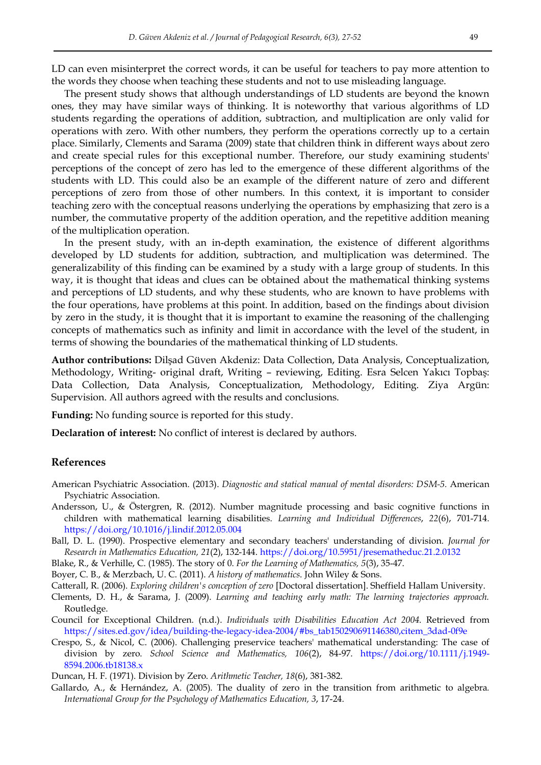LD can even misinterpret the correct words, it can be useful for teachers to pay more attention to the words they choose when teaching these students and not to use misleading language.

The present study shows that although understandings of LD students are beyond the known ones, they may have similar ways of thinking. It is noteworthy that various algorithms of LD students regarding the operations of addition, subtraction, and multiplication are only valid for operations with zero. With other numbers, they perform the operations correctly up to a certain place. Similarly, Clements and Sarama (2009) state that children think in different ways about zero and create special rules for this exceptional number. Therefore, our study examining students' perceptions of the concept of zero has led to the emergence of these different algorithms of the students with LD. This could also be an example of the different nature of zero and different perceptions of zero from those of other numbers. In this context, it is important to consider teaching zero with the conceptual reasons underlying the operations by emphasizing that zero is a number, the commutative property of the addition operation, and the repetitive addition meaning of the multiplication operation.

In the present study, with an in-depth examination, the existence of different algorithms developed by LD students for addition, subtraction, and multiplication was determined. The generalizability of this finding can be examined by a study with a large group of students. In this way, it is thought that ideas and clues can be obtained about the mathematical thinking systems and perceptions of LD students, and why these students, who are known to have problems with the four operations, have problems at this point. In addition, based on the findings about division by zero in the study, it is thought that it is important to examine the reasoning of the challenging concepts of mathematics such as infinity and limit in accordance with the level of the student, in terms of showing the boundaries of the mathematical thinking of LD students.

**Author contributions:** Dilşad Güven Akdeniz: Data Collection, Data Analysis, Conceptualization, Methodology, Writing- original draft, Writing – reviewing, Editing. Esra Selcen Yakıcı Topbaş: Data Collection, Data Analysis, Conceptualization, Methodology, Editing. Ziya Argün: Supervision. All authors agreed with the results and conclusions.

**Funding:** No funding source is reported for this study.

**Declaration of interest:** No conflict of interest is declared by authors.

## References

American Psychiatric Association. (2013). *Diagnostic and statical manual of mental disorders: DSM-5.* American Psychiatric Association.

Andersson, U., & Östergren, R. (2012). Number magnitude processing and basic cognitive functions in children with mathematical learning disabilities. *Learning and Individual Differences*, *22*(6), 701-714. https://doi.org/10.1016/j.lindif.2012.05.004

Ball, D. L. (1990). Prospective elementary and secondary teachers' understanding of division. *Journal for Research in Mathematics Education, 21*(2), 132-144. https://doi.org/10.5951/jresematheduc.21.2.0132

Blake, R., & Verhille, C. (1985). The story of 0. *For the Learning of Mathematics, 5*(3), 35-47.

Boyer, C. B., & Merzbach, U. C. (2011). *A history of mathematics.* John Wiley & Sons.

Catterall, R. (2006). *Exploring children's conception of zero* [Doctoral dissertation]. Sheffield Hallam University.

Clements, D. H., & Sarama, J. (2009). *Learning and teaching early math: The learning trajectories approach.* Routledge.

Council for Exceptional Children. (n.d.). *Individuals with Disabilities Education Act 2004*. Retrieved from https://sites.ed.gov/idea/building-the-legacy-idea-2004/#bs_tab150290691146380,citem_3dad-0f9e

Crespo, S., & Nicol, C. (2006). Challenging preservice teachers' mathematical understanding: The case of division by zero. *School Science and Mathematics, 106*(2), 84-97. https://doi.org/10.1111/j.1949-8594.2006.tb18138.x

Duncan, H. F. (1971). Division by Zero. *Arithmetic Teacher, 18*(6), 381-382.

Gallardo, A., & Hernández, A. (2005). The duality of zero in the transition from arithmetic to algebra. *International Group for the Psychology of Mathematics Education, 3*, 17-24.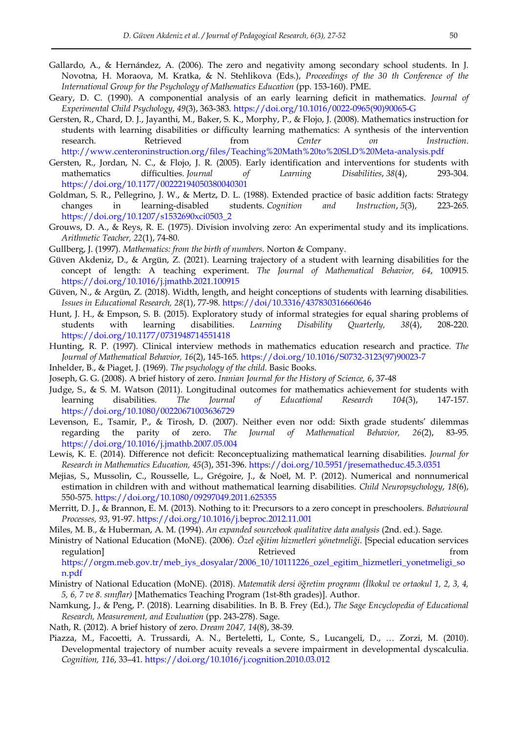Gallardo, A., & Hernández, A. (2006). The zero and negativity among secondary school students. In J. Novotna, H. Moraova, M. Kratka, & N. Stehlikova (Eds.), *Proceedings of the 30 th Conference of the International Group for the Psychology of Mathematics Education* (pp. 153-160). PME.

Geary, D. C. (1990). A componential analysis of an early learning deficit in mathematics. *Journal of Experimental Child Psychology*, *49*(3), 363-383. https://doi.org/10.1016/0022-0965(90)90065-G

Gersten, R., Chard, D. J., Jayanthi, M., Baker, S. K., Morphy, P., & Flojo, J. (2008). Mathematics instruction for students with learning disabilities or difficulty learning mathematics: A synthesis of the intervention research. Retrieved from *Center on Instruction*. http://www.centeroninstruction.org/files/Teaching%20Math%20to%20SLD%20Meta-analysis.pdf

Gersten, R., Jordan, N. C., & Flojo, J. R. (2005). Early identification and interventions for students with mathematics difficulties. *Journal of Learning Disabilities*, *38*(4), 293-304. https://doi.org/10.1177/00222194050380040301

Goldman, S. R., Pellegrino, J. W., & Mertz, D. L. (1988). Extended practice of basic addition facts: Strategy changes in learning-disabled students. *Cognition and Instruction*, *5*(3), 223-265. https://doi.org/10.1207/s1532690xci0503_2

Grouws, D. A., & Reys, R. E. (1975). Division involving zero: An experimental study and its implications. *Arithmetic Teacher, 22*(1), 74-80.

Gullberg, J. (1997). *Mathematics: from the birth of numbers.* Norton & Company.

Güven Akdeniz, D., & Argün, Z. (2021). Learning trajectory of a student with learning disabilities for the concept of length: A teaching experiment. *The Journal of Mathematical Behavior, 64*, 100915. https://doi.org/10.1016/j.jmathb.2021.100915

Güven, N., & Argün, Z. (2018). Width, length, and height conceptions of students with learning disabilities. *Issues in Educational Research, 28*(1), 77-98. https://doi/10.3316/437830316660646

Hunt, J. H., & Empson, S. B. (2015). Exploratory study of informal strategies for equal sharing problems of students with learning disabilities. *Learning Disability Quarterly, 38*(4), 208-220. https://doi.org/10.1177/0731948714551418

Hunting, R. P. (1997). Clinical interview methods in mathematics education research and practice. *The Journal of Mathematical Behavior, 16*(2), 145-165. https://doi.org/10.1016/S0732-3123(97)90023-7

Inhelder, B., & Piaget, J. (1969). *The psychology of the child.* Basic Books.

Joseph, G. G. (2008). A brief history of zero. *Iranian Journal for the History of Science, 6*, 37-48

Judge, S., & S. M. Watson (2011). Longitudinal outcomes for mathematics achievement for students with learning disabilities. *The Journal of Educational Research 104*(3), 147-157. https://doi.org/10.1080/00220671003636729

Levenson, E., Tsamir, P., & Tirosh, D. (2007). Neither even nor odd: Sixth grade students' dilemmas regarding the parity of zero. *The Journal of Mathematical Behavior, 26*(2), 83-95. https://doi.org/10.1016/j.jmathb.2007.05.004

Lewis, K. E. (2014). Difference not deficit: Reconceptualizing mathematical learning disabilities. *Journal for Research in Mathematics Education, 45*(3), 351-396. https://doi.org/10.5951/jresematheduc.45.3.0351

Mejias, S., Mussolin, C., Rousselle, L., Grégoire, J., & Noël, M. P. (2012). Numerical and nonnumerical estimation in children with and without mathematical learning disabilities. *Child Neuropsychology*, *18*(6), 550-575. https://doi.org/10.1080/09297049.2011.625355

Merritt, D. J., & Brannon, E. M. (2013). Nothing to it: Precursors to a zero concept in preschoolers. *Behavioural Processes, 93*, 91-97. https://doi.org/10.1016/j.beproc.2012.11.001

Miles, M. B., & Huberman, A. M. (1994). *An expanded sourcebook qualitative data analysis* (2nd. ed.). Sage.

Ministry of National Education (MoNE). (2006). *Özel eğitim hizmetleri yönetmeliği*. [Special education services regulation] Retrieved from https://orgm.meb.gov.tr/meb_iys_dosyalar/2006_10/10111226_ozel_egitim_hizmetleri_yonetmeligi_son.pdf

Ministry of National Education (MoNE). (2018). *Matematik dersi öğretim programı (İlkokul ve ortaokul 1, 2, 3, 4, 5, 6, 7 ve 8. sınıflar)* [Mathematics Teaching Program (1st-8th grades)]. Author.

Namkung, J., & Peng, P. (2018). Learning disabilities. In B. B. Frey (Ed.), *The Sage Encyclopedia of Educational Research, Measurement, and Evaluation* (pp. 243-278). Sage.

Nath, R. (2012). A brief history of zero. *Dream 2047, 14*(8), 38-39.

Piazza, M., Facoetti, A. Trussardi, A. N., Berteletti, I., Conte, S., Lucangeli, D., … Zorzi, M. (2010). Developmental trajectory of number acuity reveals a severe impairment in developmental dyscalculia. *Cognition, 116*, 33–41. https://doi.org/10.1016/j.cognition.2010.03.012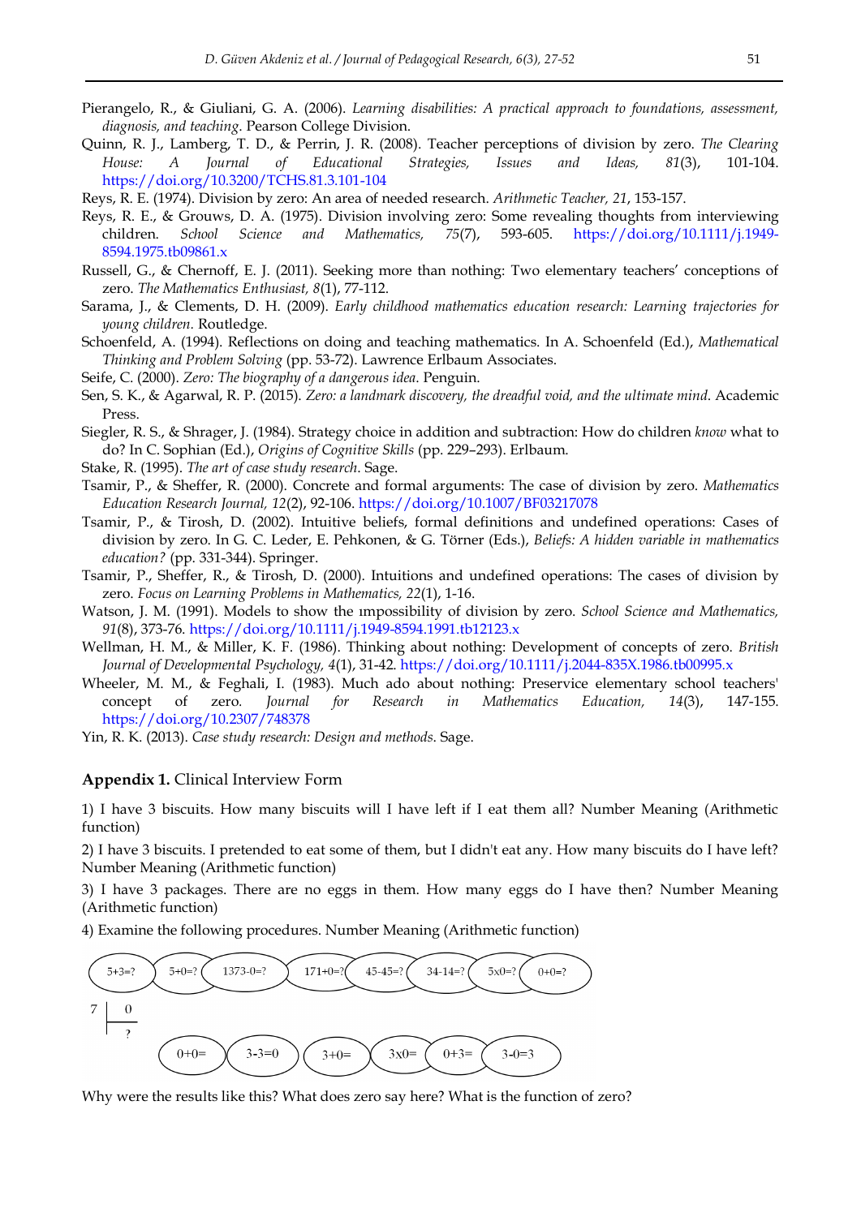Pierangelo, R., & Giuliani, G. A. (2006). *Learning disabilities: A practical approach to foundations, assessment, diagnosis, and teaching*. Pearson College Division.

Quinn, R. J., Lamberg, T. D., & Perrin, J. R. (2008). Teacher perceptions of division by zero. *The Clearing House: A Journal of Educational Strategies, Issues and Ideas, 81*(3), 101-104. https://doi.org/10.3200/TCHS.81.3.101-104

Reys, R. E. (1974). Division by zero: An area of needed research. *Arithmetic Teacher, 21*, 153-157.

Reys, R. E., & Grouws, D. A. (1975). Division involving zero: Some revealing thoughts from interviewing children. *School Science and Mathematics, 75*(7), 593-605. https://doi.org/10.1111/j.1949-8594.1975.tb09861.x

Russell, G., & Chernoff, E. J. (2011). Seeking more than nothing: Two elementary teachers' conceptions of zero. *The Mathematics Enthusiast, 8*(1), 77-112.

Sarama, J., & Clements, D. H. (2009). *Early childhood mathematics education research: Learning trajectories for young children.* Routledge.

Schoenfeld, A. (1994). Reflections on doing and teaching mathematics. In A. Schoenfeld (Ed.), *Mathematical Thinking and Problem Solving* (pp. 53-72). Lawrence Erlbaum Associates.

Seife, C. (2000). *Zero: The biography of a dangerous idea.* Penguin.

Sen, S. K., & Agarwal, R. P. (2015). *Zero: a landmark discovery, the dreadful void, and the ultimate mind*. Academic Press.

Siegler, R. S., & Shrager, J. (1984). Strategy choice in addition and subtraction: How do children *know* what to do? In C. Sophian (Ed.), *Origins of Cognitive Skills* (pp. 229–293). Erlbaum.

Stake, R. (1995). *The art of case study research*. Sage.

Tsamir, P., & Sheffer, R. (2000). Concrete and formal arguments: The case of division by zero. *Mathematics Education Research Journal, 12*(2), 92-106. https://doi.org/10.1007/BF03217078

Tsamir, P., & Tirosh, D. (2002). Intuitive beliefs, formal definitions and undefined operations: Cases of division by zero. In G. C. Leder, E. Pehkonen, & G. Törner (Eds.), *Beliefs: A hidden variable in mathematics education?* (pp. 331-344). Springer.

Tsamir, P., Sheffer, R., & Tirosh, D. (2000). Intuitions and undefined operations: The cases of division by zero. *Focus on Learning Problems in Mathematics, 22*(1), 1-16.

Watson, J. M. (1991). Models to show the ımpossibility of division by zero. *School Science and Mathematics, 91*(8), 373-76. https://doi.org/10.1111/j.1949-8594.1991.tb12123.x

Wellman, H. M., & Miller, K. F. (1986). Thinking about nothing: Development of concepts of zero. *British Journal of Developmental Psychology, 4*(1), 31-42. https://doi.org/10.1111/j.2044-835X.1986.tb00995.x

Wheeler, M. M., & Feghali, I. (1983). Much ado about nothing: Preservice elementary school teachers' concept of zero. *Journal for Research in Mathematics Education, 14*(3), 147-155. https://doi.org/10.2307/748378

Yin, R. K. (2013). *Case study research: Design and methods*. Sage.

**Appendix 1.** Clinical Interview Form

1) I have 3 biscuits. How many biscuits will I have left if I eat them all? Number Meaning (Arithmetic function)

2) I have 3 biscuits. I pretended to eat some of them, but I didn't eat any. How many biscuits do I have left? Number Meaning (Arithmetic function)

3) I have 3 packages. There are no eggs in them. How many eggs do I have then? Number Meaning (Arithmetic function)

4) Examine the following procedures. Number Meaning (Arithmetic function)

5+3=? 5+0=? 1373-0=? 171+0=? 45-45=? 34-14=? 5x0=? 0+0=?

7 | 0 ; ?

0+0= 3-3=0 3+0= 3x0= 0+3= 3-0=3

Why were the results like this? What does zero say here? What is the function of zero?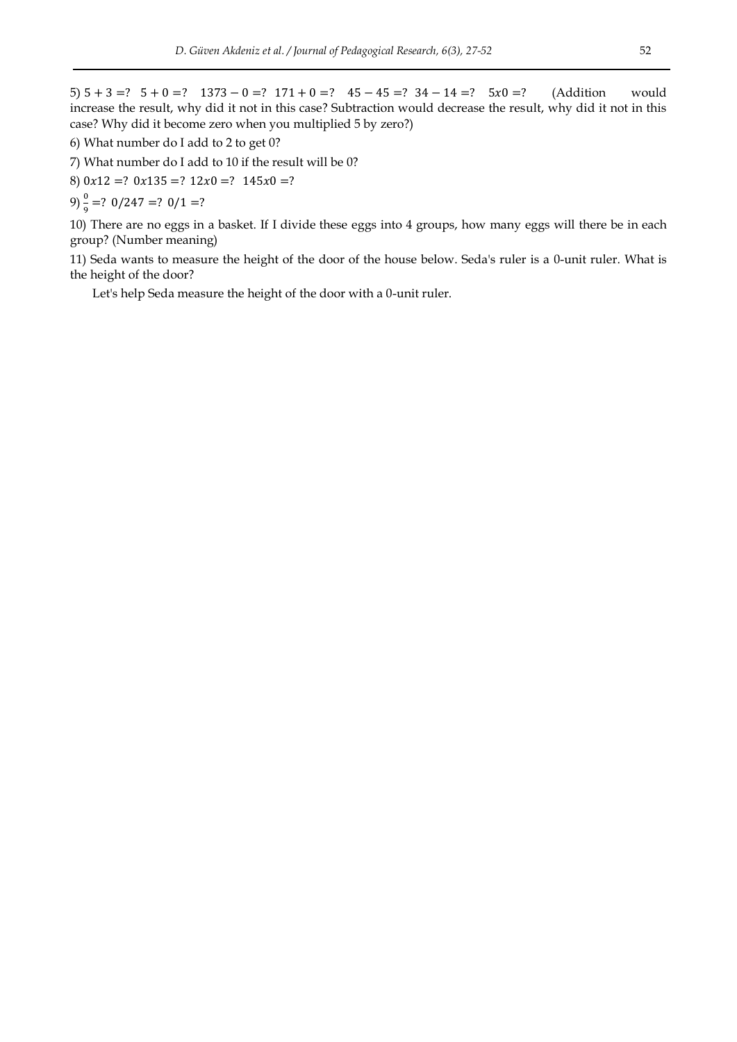5) $5+3=?$ $5+0=?$ $1373-0=?$ $171+0=?$ $45-45=?$ $34-14=?$ $5x0=?$ (Addition would increase the result, why did it not in this case? Subtraction would decrease the result, why did it not in this case? Why did it become zero when you multiplied 5 by zero?)

6) What number do I add to 2 to get 0?

7) What number do I add to 10 if the result will be 0?

8) $0x12=?$ $0x135=?$ $12x0=?$ $145x0=?$

9) $\frac{0}{9}=?$ $0/247=?$ $0/1=?$

10) There are no eggs in a basket. If I divide these eggs into 4 groups, how many eggs will there be in each group? (Number meaning)

11) Seda wants to measure the height of the door of the house below. Seda's ruler is a 0-unit ruler. What is the height of the door?

Let's help Seda measure the height of the door with a 0-unit ruler.